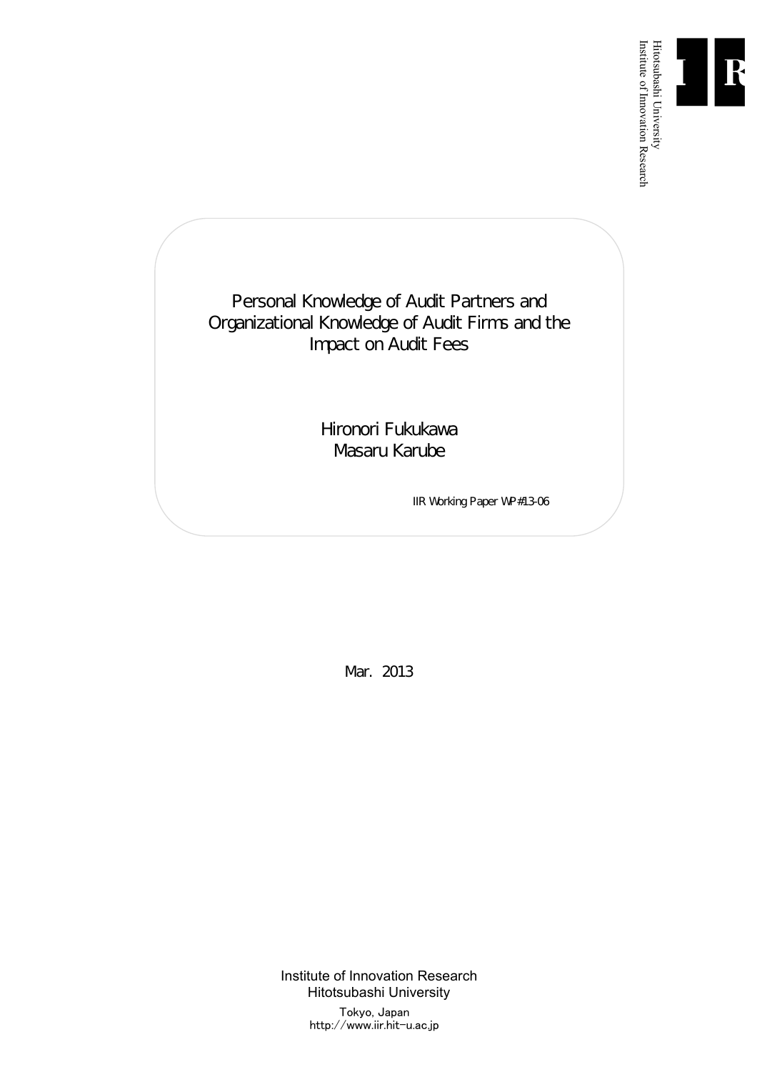Hitotsubashi University
Institute of Innovation Research

# Personal Knowledge of Audit Partners and Organizational Knowledge of Audit Firms and the Impact on Audit Fees

Hironori Fukukawa
Masaru Karube

IIR Working Paper WP#13-06

Mar. 2013

Institute of Innovation Research
Hitotsubashi University
Tokyo, Japan
http://www.iir.hit-u.ac.jp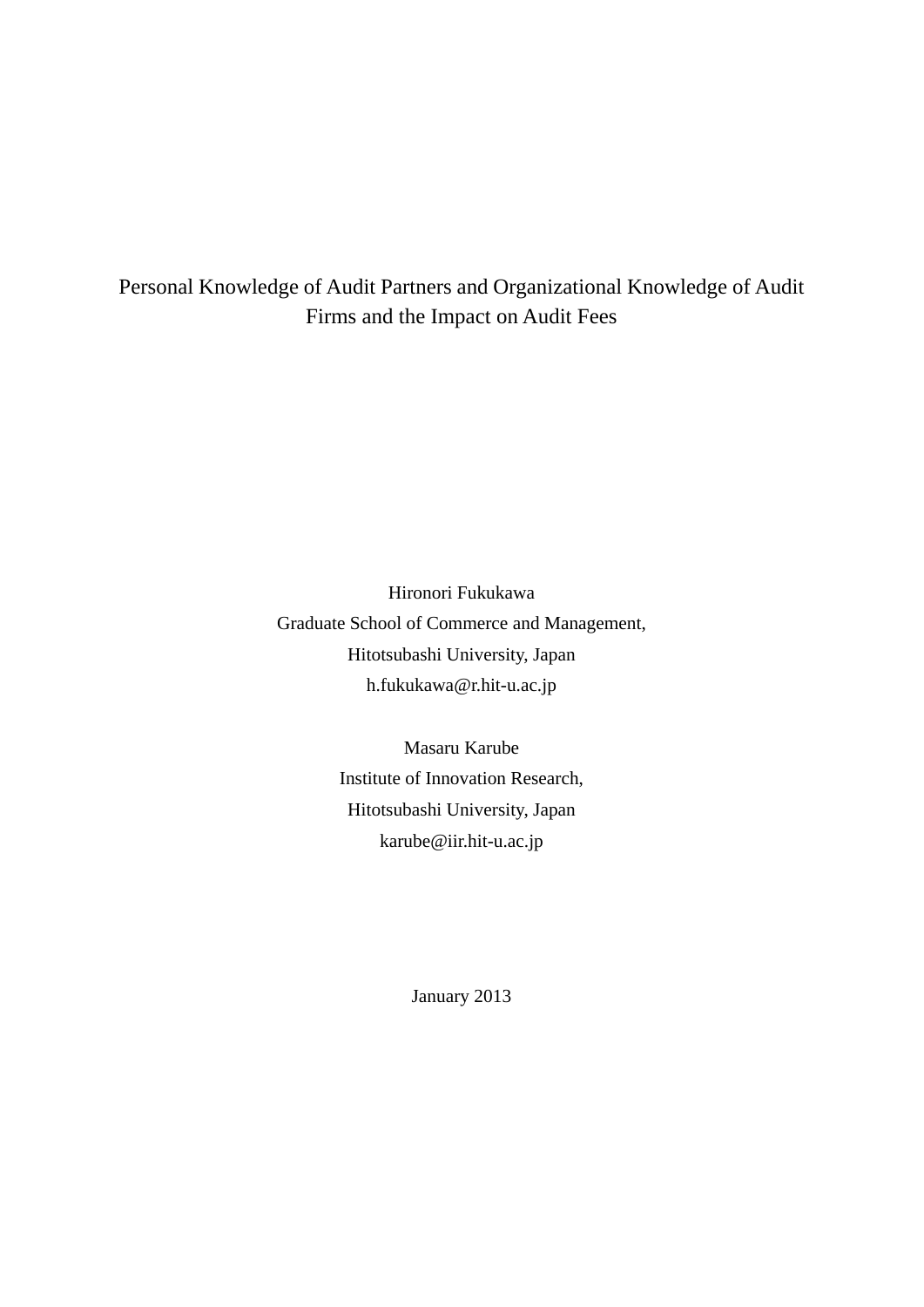# Personal Knowledge of Audit Partners and Organizational Knowledge of Audit Firms and the Impact on Audit Fees

Hironori Fukukawa
Graduate School of Commerce and Management,
Hitotsubashi University, Japan
h.fukukawa@r.hit-u.ac.jp

Masaru Karube
Institute of Innovation Research,
Hitotsubashi University, Japan
karube@iir.hit-u.ac.jp

January 2013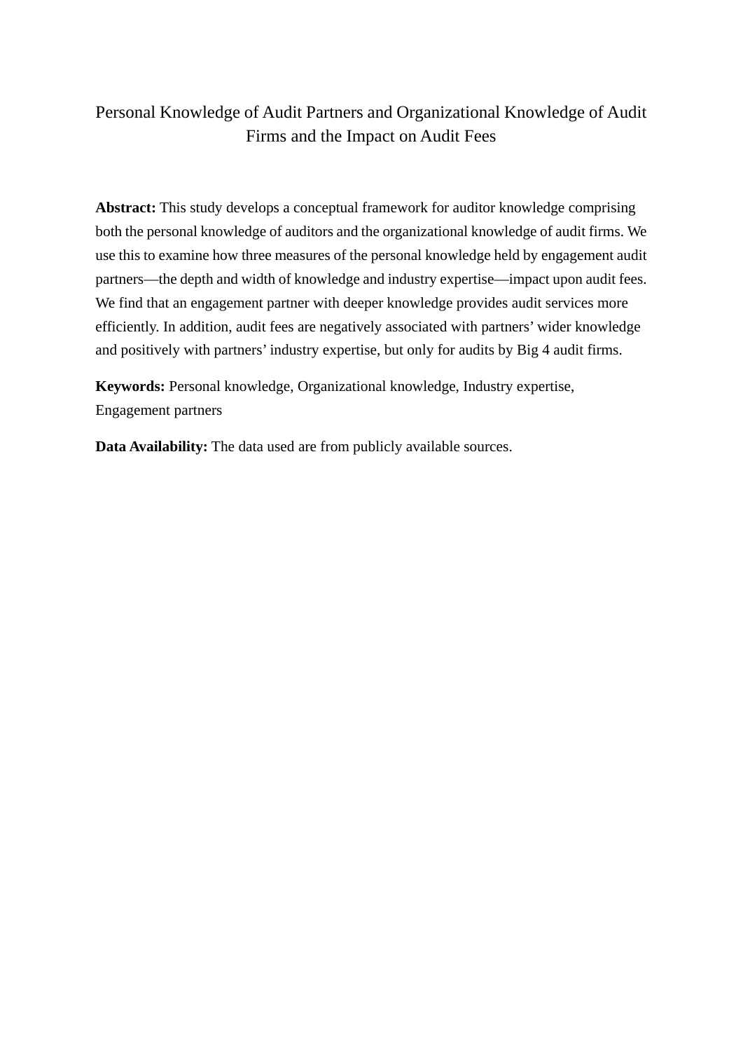# Personal Knowledge of Audit Partners and Organizational Knowledge of Audit Firms and the Impact on Audit Fees

**Abstract:** This study develops a conceptual framework for auditor knowledge comprising both the personal knowledge of auditors and the organizational knowledge of audit firms. We use this to examine how three measures of the personal knowledge held by engagement audit partners—the depth and width of knowledge and industry expertise—impact upon audit fees. We find that an engagement partner with deeper knowledge provides audit services more efficiently. In addition, audit fees are negatively associated with partners' wider knowledge and positively with partners' industry expertise, but only for audits by Big 4 audit firms.

**Keywords:** Personal knowledge, Organizational knowledge, Industry expertise, Engagement partners

**Data Availability:** The data used are from publicly available sources.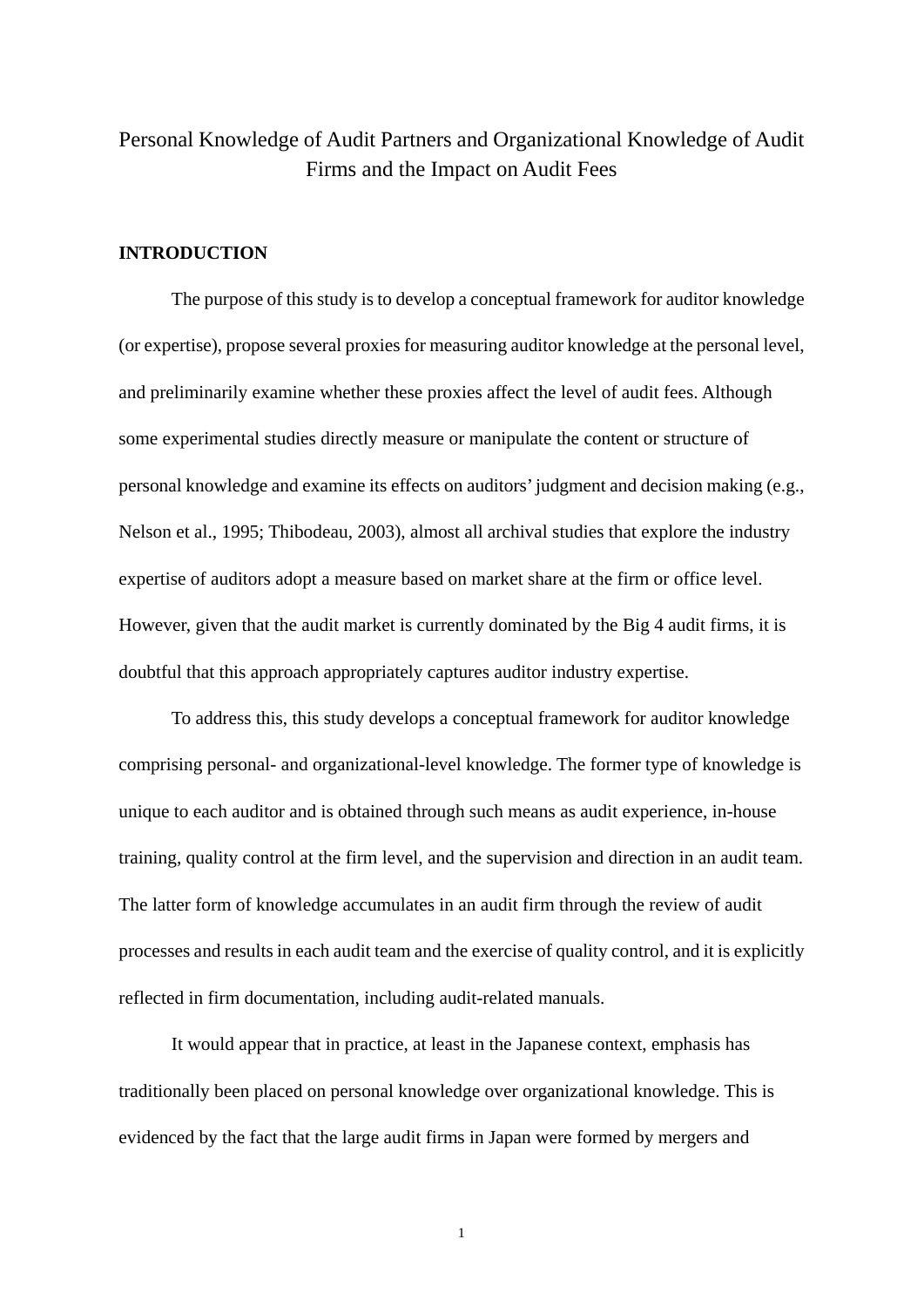# Personal Knowledge of Audit Partners and Organizational Knowledge of Audit Firms and the Impact on Audit Fees

## INTRODUCTION

The purpose of this study is to develop a conceptual framework for auditor knowledge (or expertise), propose several proxies for measuring auditor knowledge at the personal level, and preliminarily examine whether these proxies affect the level of audit fees. Although some experimental studies directly measure or manipulate the content or structure of personal knowledge and examine its effects on auditors' judgment and decision making (e.g., Nelson et al., 1995; Thibodeau, 2003), almost all archival studies that explore the industry expertise of auditors adopt a measure based on market share at the firm or office level. However, given that the audit market is currently dominated by the Big 4 audit firms, it is doubtful that this approach appropriately captures auditor industry expertise.

To address this, this study develops a conceptual framework for auditor knowledge comprising personal- and organizational-level knowledge. The former type of knowledge is unique to each auditor and is obtained through such means as audit experience, in-house training, quality control at the firm level, and the supervision and direction in an audit team. The latter form of knowledge accumulates in an audit firm through the review of audit processes and results in each audit team and the exercise of quality control, and it is explicitly reflected in firm documentation, including audit-related manuals.

It would appear that in practice, at least in the Japanese context, emphasis has traditionally been placed on personal knowledge over organizational knowledge. This is evidenced by the fact that the large audit firms in Japan were formed by mergers and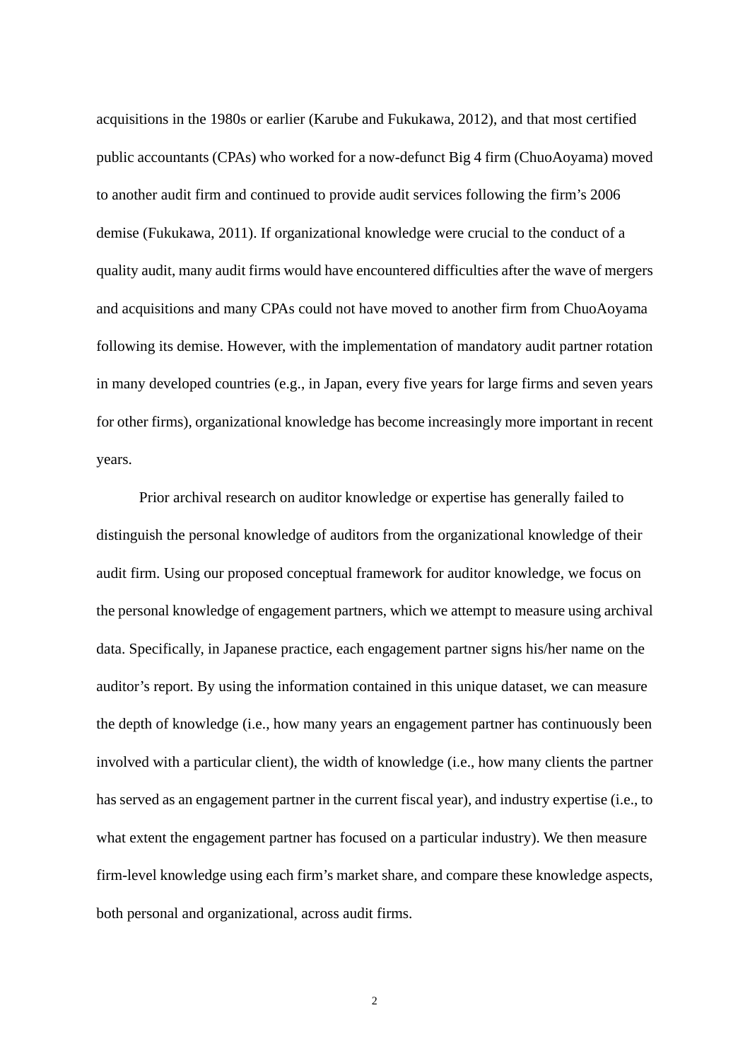acquisitions in the 1980s or earlier (Karube and Fukukawa, 2012), and that most certified public accountants (CPAs) who worked for a now-defunct Big 4 firm (ChuoAoyama) moved to another audit firm and continued to provide audit services following the firm's 2006 demise (Fukukawa, 2011). If organizational knowledge were crucial to the conduct of a quality audit, many audit firms would have encountered difficulties after the wave of mergers and acquisitions and many CPAs could not have moved to another firm from ChuoAoyama following its demise. However, with the implementation of mandatory audit partner rotation in many developed countries (e.g., in Japan, every five years for large firms and seven years for other firms), organizational knowledge has become increasingly more important in recent years.

Prior archival research on auditor knowledge or expertise has generally failed to distinguish the personal knowledge of auditors from the organizational knowledge of their audit firm. Using our proposed conceptual framework for auditor knowledge, we focus on the personal knowledge of engagement partners, which we attempt to measure using archival data. Specifically, in Japanese practice, each engagement partner signs his/her name on the auditor's report. By using the information contained in this unique dataset, we can measure the depth of knowledge (i.e., how many years an engagement partner has continuously been involved with a particular client), the width of knowledge (i.e., how many clients the partner has served as an engagement partner in the current fiscal year), and industry expertise (i.e., to what extent the engagement partner has focused on a particular industry). We then measure firm-level knowledge using each firm's market share, and compare these knowledge aspects, both personal and organizational, across audit firms.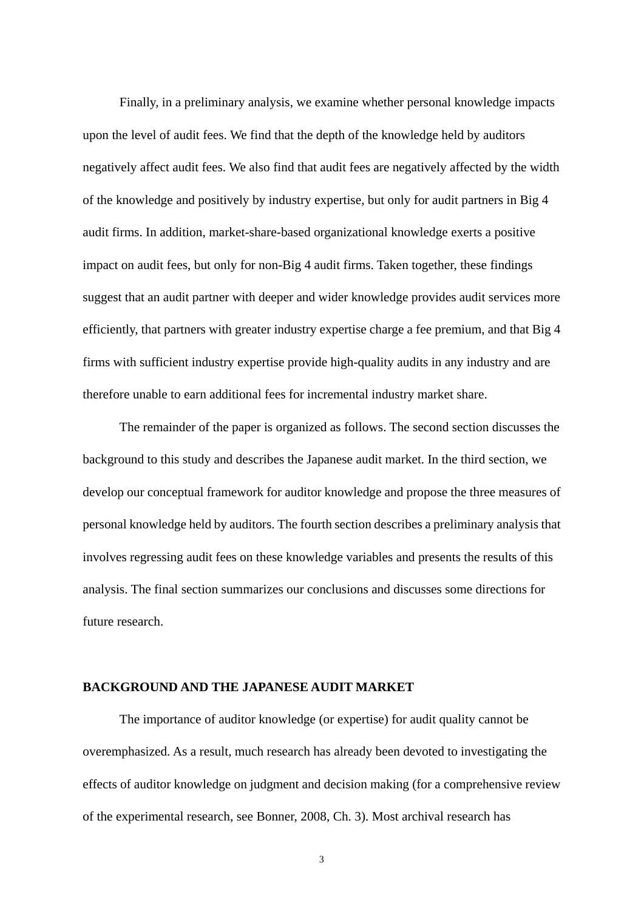Finally, in a preliminary analysis, we examine whether personal knowledge impacts upon the level of audit fees. We find that the depth of the knowledge held by auditors negatively affect audit fees. We also find that audit fees are negatively affected by the width of the knowledge and positively by industry expertise, but only for audit partners in Big 4 audit firms. In addition, market-share-based organizational knowledge exerts a positive impact on audit fees, but only for non-Big 4 audit firms. Taken together, these findings suggest that an audit partner with deeper and wider knowledge provides audit services more efficiently, that partners with greater industry expertise charge a fee premium, and that Big 4 firms with sufficient industry expertise provide high-quality audits in any industry and are therefore unable to earn additional fees for incremental industry market share.

The remainder of the paper is organized as follows. The second section discusses the background to this study and describes the Japanese audit market. In the third section, we develop our conceptual framework for auditor knowledge and propose the three measures of personal knowledge held by auditors. The fourth section describes a preliminary analysis that involves regressing audit fees on these knowledge variables and presents the results of this analysis. The final section summarizes our conclusions and discusses some directions for future research.

## BACKGROUND AND THE JAPANESE AUDIT MARKET

The importance of auditor knowledge (or expertise) for audit quality cannot be overemphasized. As a result, much research has already been devoted to investigating the effects of auditor knowledge on judgment and decision making (for a comprehensive review of the experimental research, see Bonner, 2008, Ch. 3). Most archival research has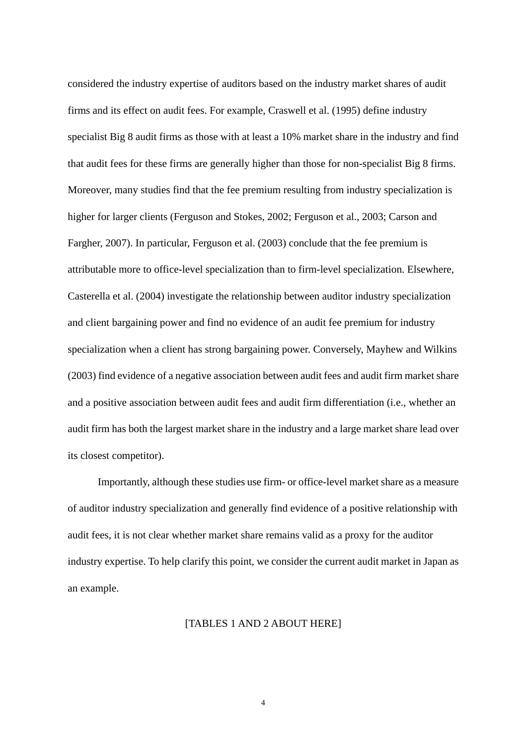considered the industry expertise of auditors based on the industry market shares of audit firms and its effect on audit fees. For example, Craswell et al. (1995) define industry specialist Big 8 audit firms as those with at least a 10% market share in the industry and find that audit fees for these firms are generally higher than those for non-specialist Big 8 firms. Moreover, many studies find that the fee premium resulting from industry specialization is higher for larger clients (Ferguson and Stokes, 2002; Ferguson et al., 2003; Carson and Fargher, 2007). In particular, Ferguson et al. (2003) conclude that the fee premium is attributable more to office-level specialization than to firm-level specialization. Elsewhere, Casterella et al. (2004) investigate the relationship between auditor industry specialization and client bargaining power and find no evidence of an audit fee premium for industry specialization when a client has strong bargaining power. Conversely, Mayhew and Wilkins (2003) find evidence of a negative association between audit fees and audit firm market share and a positive association between audit fees and audit firm differentiation (i.e., whether an audit firm has both the largest market share in the industry and a large market share lead over its closest competitor).

Importantly, although these studies use firm- or office-level market share as a measure of auditor industry specialization and generally find evidence of a positive relationship with audit fees, it is not clear whether market share remains valid as a proxy for the auditor industry expertise. To help clarify this point, we consider the current audit market in Japan as an example.

[TABLES 1 AND 2 ABOUT HERE]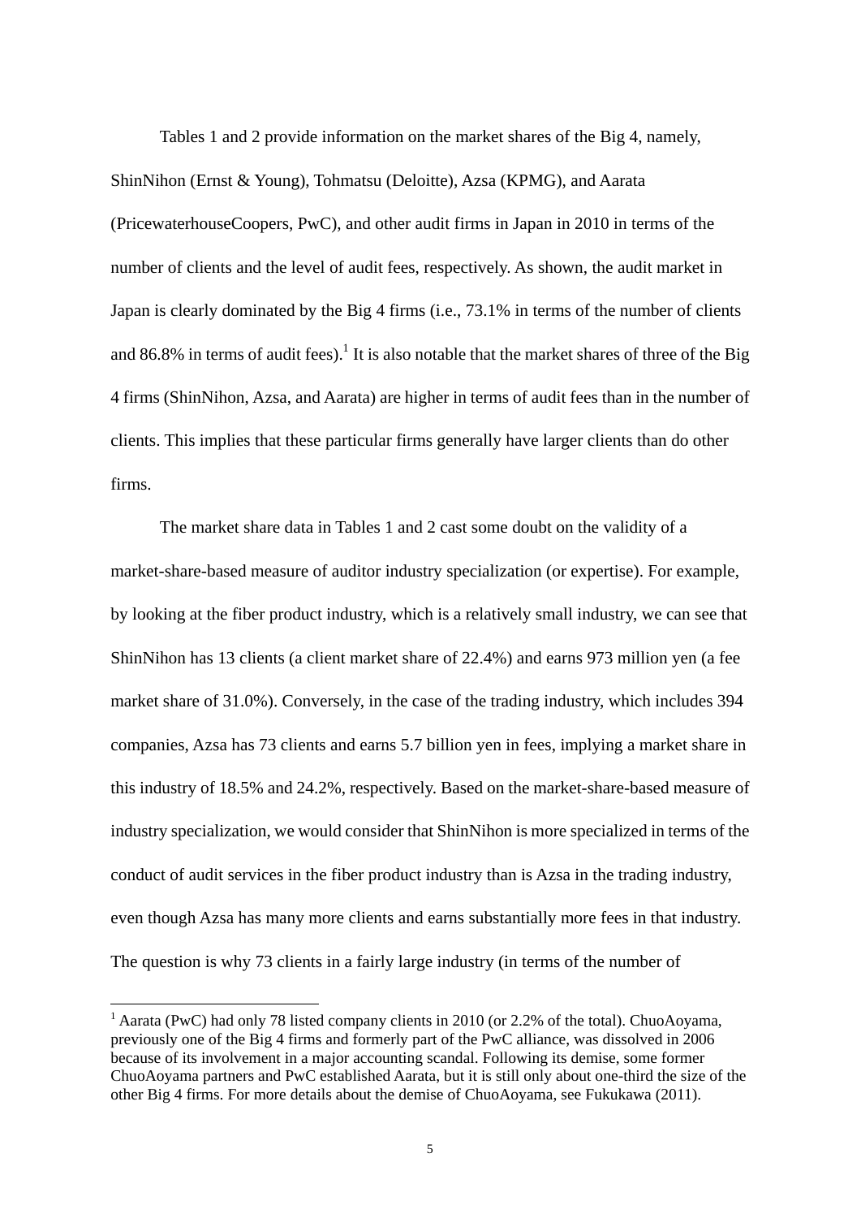Tables 1 and 2 provide information on the market shares of the Big 4, namely, ShinNihon (Ernst & Young), Tohmatsu (Deloitte), Azsa (KPMG), and Aarata (PricewaterhouseCoopers, PwC), and other audit firms in Japan in 2010 in terms of the number of clients and the level of audit fees, respectively. As shown, the audit market in Japan is clearly dominated by the Big 4 firms (i.e., 73.1% in terms of the number of clients and 86.8% in terms of audit fees).[1] It is also notable that the market shares of three of the Big 4 firms (ShinNihon, Azsa, and Aarata) are higher in terms of audit fees than in the number of clients. This implies that these particular firms generally have larger clients than do other firms.

The market share data in Tables 1 and 2 cast some doubt on the validity of a market-share-based measure of auditor industry specialization (or expertise). For example, by looking at the fiber product industry, which is a relatively small industry, we can see that ShinNihon has 13 clients (a client market share of 22.4%) and earns 973 million yen (a fee market share of 31.0%). Conversely, in the case of the trading industry, which includes 394 companies, Azsa has 73 clients and earns 5.7 billion yen in fees, implying a market share in this industry of 18.5% and 24.2%, respectively. Based on the market-share-based measure of industry specialization, we would consider that ShinNihon is more specialized in terms of the conduct of audit services in the fiber product industry than is Azsa in the trading industry, even though Azsa has many more clients and earns substantially more fees in that industry. The question is why 73 clients in a fairly large industry (in terms of the number of

[1] Aarata (PwC) had only 78 listed company clients in 2010 (or 2.2% of the total). ChuoAoyama, previously one of the Big 4 firms and formerly part of the PwC alliance, was dissolved in 2006 because of its involvement in a major accounting scandal. Following its demise, some former ChuoAoyama partners and PwC established Aarata, but it is still only about one-third the size of the other Big 4 firms. For more details about the demise of ChuoAoyama, see Fukukawa (2011).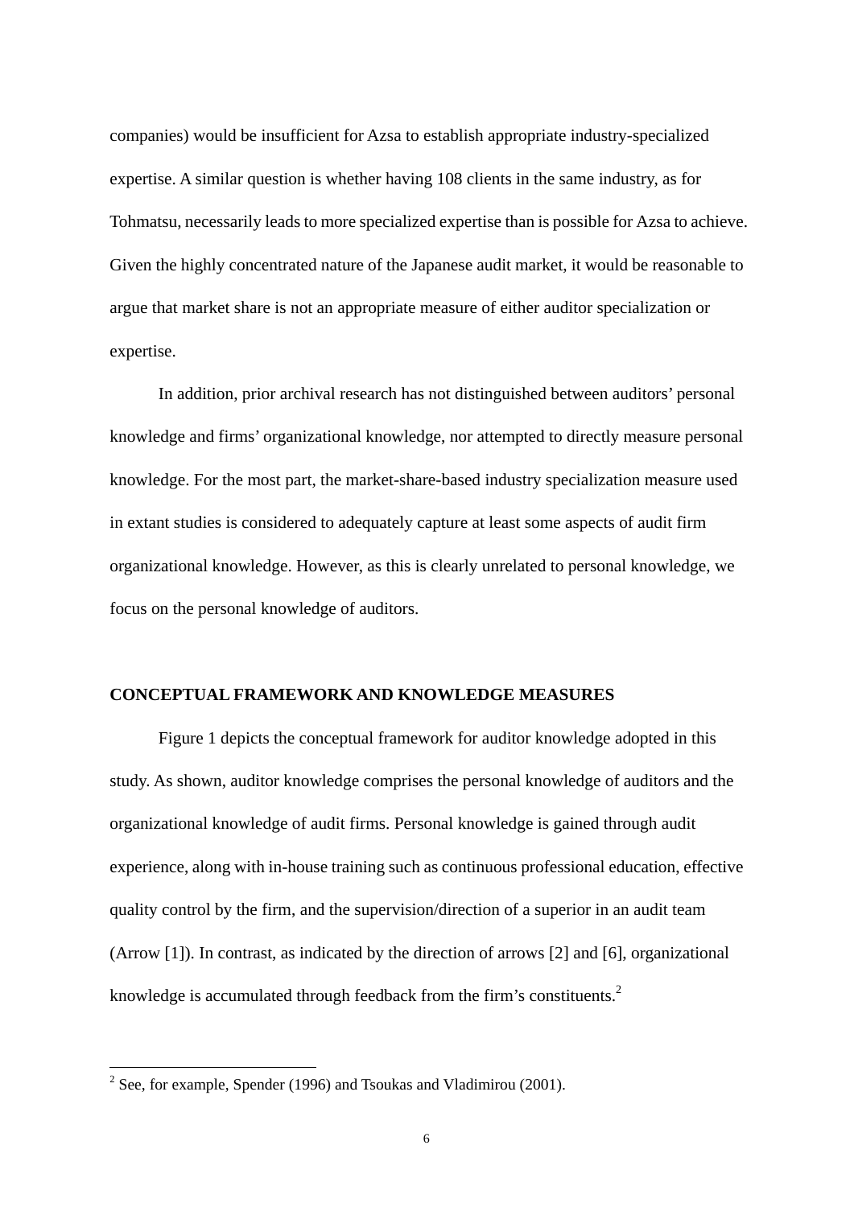companies) would be insufficient for Azsa to establish appropriate industry-specialized expertise. A similar question is whether having 108 clients in the same industry, as for Tohmatsu, necessarily leads to more specialized expertise than is possible for Azsa to achieve. Given the highly concentrated nature of the Japanese audit market, it would be reasonable to argue that market share is not an appropriate measure of either auditor specialization or expertise.

In addition, prior archival research has not distinguished between auditors' personal knowledge and firms' organizational knowledge, nor attempted to directly measure personal knowledge. For the most part, the market-share-based industry specialization measure used in extant studies is considered to adequately capture at least some aspects of audit firm organizational knowledge. However, as this is clearly unrelated to personal knowledge, we focus on the personal knowledge of auditors.

## CONCEPTUAL FRAMEWORK AND KNOWLEDGE MEASURES

Figure 1 depicts the conceptual framework for auditor knowledge adopted in this study. As shown, auditor knowledge comprises the personal knowledge of auditors and the organizational knowledge of audit firms. Personal knowledge is gained through audit experience, along with in-house training such as continuous professional education, effective quality control by the firm, and the supervision/direction of a superior in an audit team (Arrow [1]). In contrast, as indicated by the direction of arrows [2] and [6], organizational knowledge is accumulated through feedback from the firm's constituents.[2]

---

[2] See, for example, Spender (1996) and Tsoukas and Vladimirou (2001).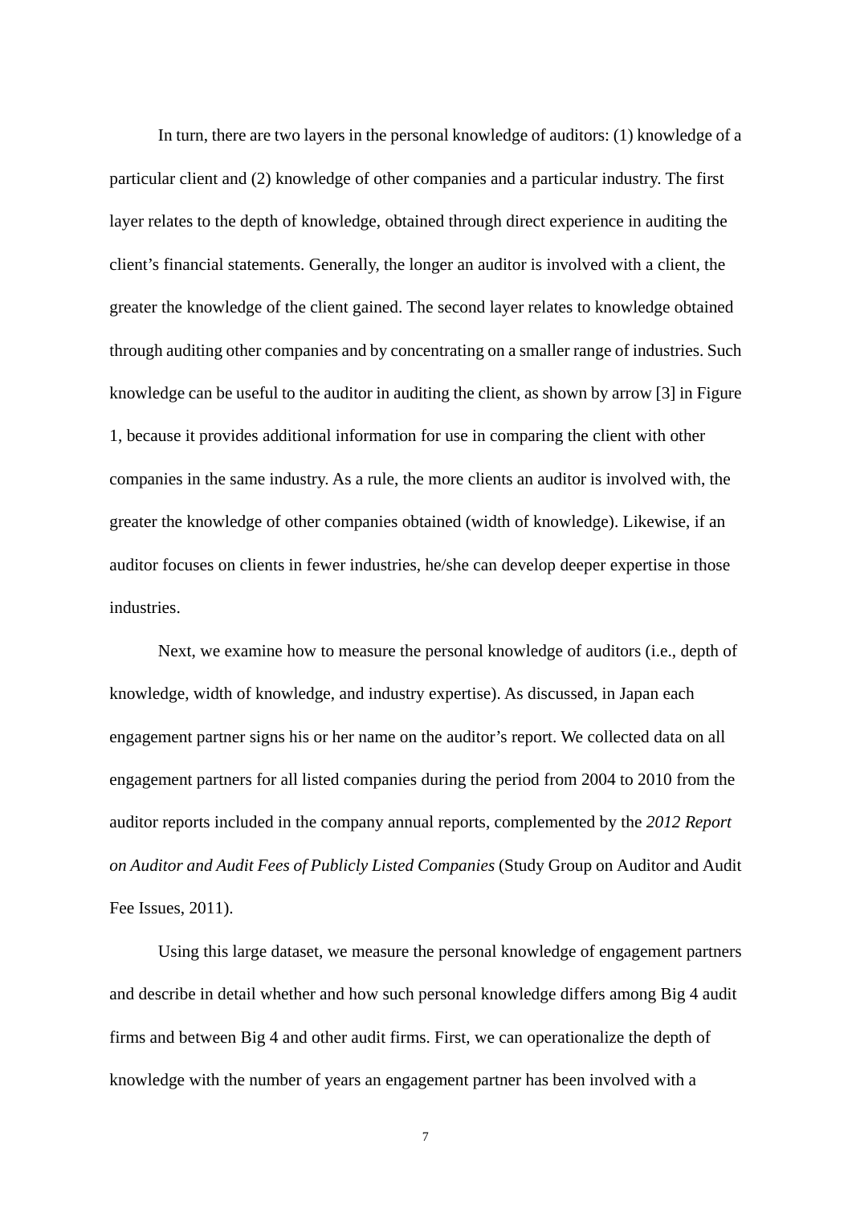In turn, there are two layers in the personal knowledge of auditors: (1) knowledge of a particular client and (2) knowledge of other companies and a particular industry. The first layer relates to the depth of knowledge, obtained through direct experience in auditing the client's financial statements. Generally, the longer an auditor is involved with a client, the greater the knowledge of the client gained. The second layer relates to knowledge obtained through auditing other companies and by concentrating on a smaller range of industries. Such knowledge can be useful to the auditor in auditing the client, as shown by arrow [3] in Figure 1, because it provides additional information for use in comparing the client with other companies in the same industry. As a rule, the more clients an auditor is involved with, the greater the knowledge of other companies obtained (width of knowledge). Likewise, if an auditor focuses on clients in fewer industries, he/she can develop deeper expertise in those industries.

Next, we examine how to measure the personal knowledge of auditors (i.e., depth of knowledge, width of knowledge, and industry expertise). As discussed, in Japan each engagement partner signs his or her name on the auditor's report. We collected data on all engagement partners for all listed companies during the period from 2004 to 2010 from the auditor reports included in the company annual reports, complemented by the *2012 Report on Auditor and Audit Fees of Publicly Listed Companies* (Study Group on Auditor and Audit Fee Issues, 2011).

Using this large dataset, we measure the personal knowledge of engagement partners and describe in detail whether and how such personal knowledge differs among Big 4 audit firms and between Big 4 and other audit firms. First, we can operationalize the depth of knowledge with the number of years an engagement partner has been involved with a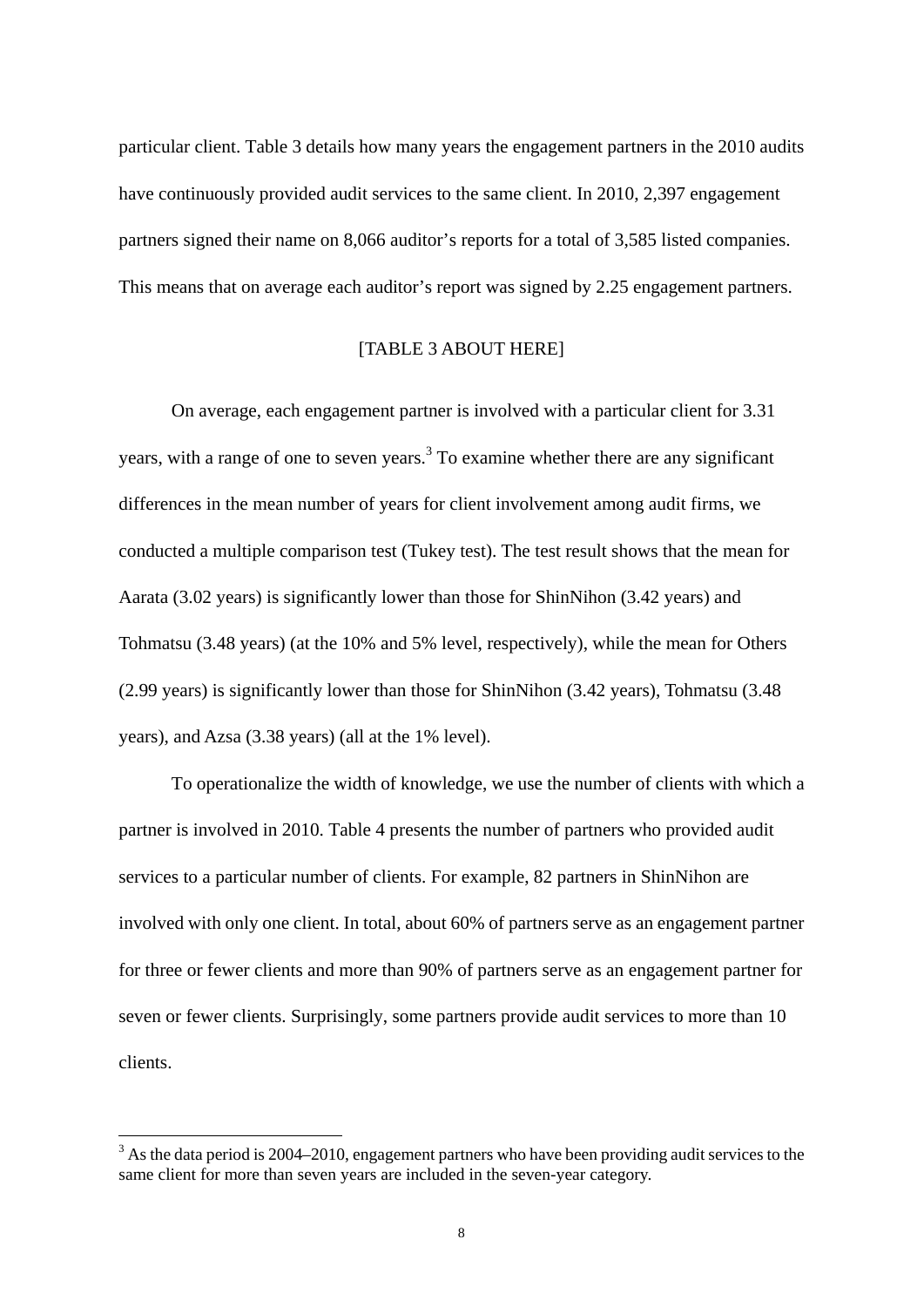particular client. Table 3 details how many years the engagement partners in the 2010 audits have continuously provided audit services to the same client. In 2010, 2,397 engagement partners signed their name on 8,066 auditor's reports for a total of 3,585 listed companies. This means that on average each auditor's report was signed by 2.25 engagement partners.

[TABLE 3 ABOUT HERE]

On average, each engagement partner is involved with a particular client for 3.31 years, with a range of one to seven years.[3] To examine whether there are any significant differences in the mean number of years for client involvement among audit firms, we conducted a multiple comparison test (Tukey test). The test result shows that the mean for Aarata (3.02 years) is significantly lower than those for ShinNihon (3.42 years) and Tohmatsu (3.48 years) (at the 10% and 5% level, respectively), while the mean for Others (2.99 years) is significantly lower than those for ShinNihon (3.42 years), Tohmatsu (3.48 years), and Azsa (3.38 years) (all at the 1% level).

To operationalize the width of knowledge, we use the number of clients with which a partner is involved in 2010. Table 4 presents the number of partners who provided audit services to a particular number of clients. For example, 82 partners in ShinNihon are involved with only one client. In total, about 60% of partners serve as an engagement partner for three or fewer clients and more than 90% of partners serve as an engagement partner for seven or fewer clients. Surprisingly, some partners provide audit services to more than 10 clients.

[3] As the data period is 2004–2010, engagement partners who have been providing audit services to the same client for more than seven years are included in the seven-year category.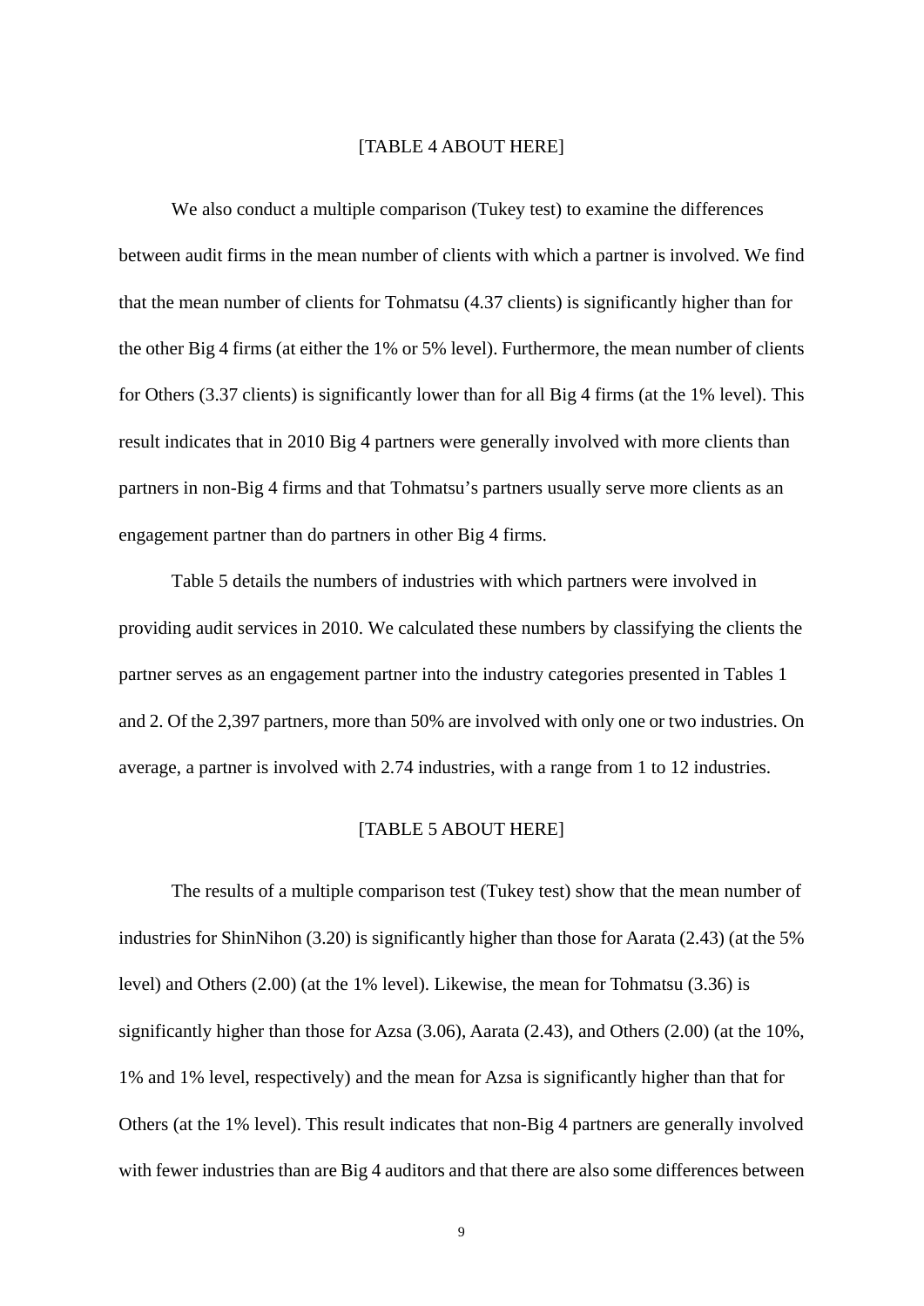[TABLE 4 ABOUT HERE]

We also conduct a multiple comparison (Tukey test) to examine the differences between audit firms in the mean number of clients with which a partner is involved. We find that the mean number of clients for Tohmatsu (4.37 clients) is significantly higher than for the other Big 4 firms (at either the 1% or 5% level). Furthermore, the mean number of clients for Others (3.37 clients) is significantly lower than for all Big 4 firms (at the 1% level). This result indicates that in 2010 Big 4 partners were generally involved with more clients than partners in non-Big 4 firms and that Tohmatsu's partners usually serve more clients as an engagement partner than do partners in other Big 4 firms.

Table 5 details the numbers of industries with which partners were involved in providing audit services in 2010. We calculated these numbers by classifying the clients the partner serves as an engagement partner into the industry categories presented in Tables 1 and 2. Of the 2,397 partners, more than 50% are involved with only one or two industries. On average, a partner is involved with 2.74 industries, with a range from 1 to 12 industries.

[TABLE 5 ABOUT HERE]

The results of a multiple comparison test (Tukey test) show that the mean number of industries for ShinNihon (3.20) is significantly higher than those for Aarata (2.43) (at the 5% level) and Others (2.00) (at the 1% level). Likewise, the mean for Tohmatsu (3.36) is significantly higher than those for Azsa (3.06), Aarata (2.43), and Others (2.00) (at the 10%, 1% and 1% level, respectively) and the mean for Azsa is significantly higher than that for Others (at the 1% level). This result indicates that non-Big 4 partners are generally involved with fewer industries than are Big 4 auditors and that there are also some differences between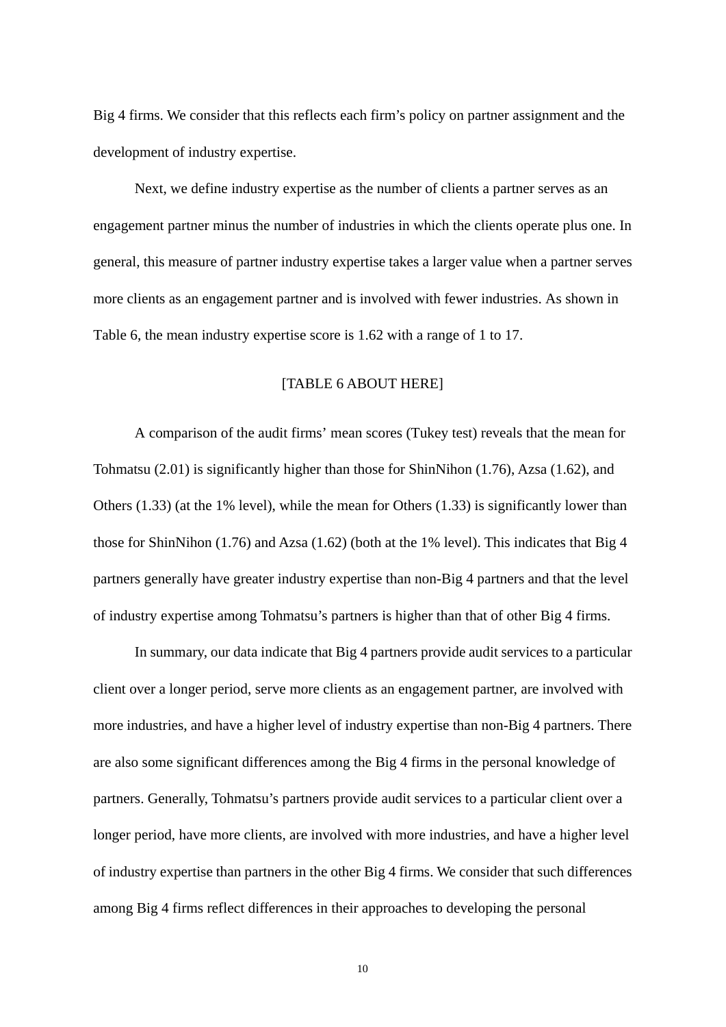Big 4 firms. We consider that this reflects each firm's policy on partner assignment and the development of industry expertise.

Next, we define industry expertise as the number of clients a partner serves as an engagement partner minus the number of industries in which the clients operate plus one. In general, this measure of partner industry expertise takes a larger value when a partner serves more clients as an engagement partner and is involved with fewer industries. As shown in Table 6, the mean industry expertise score is 1.62 with a range of 1 to 17.

[TABLE 6 ABOUT HERE]

A comparison of the audit firms' mean scores (Tukey test) reveals that the mean for Tohmatsu (2.01) is significantly higher than those for ShinNihon (1.76), Azsa (1.62), and Others (1.33) (at the 1% level), while the mean for Others (1.33) is significantly lower than those for ShinNihon (1.76) and Azsa (1.62) (both at the 1% level). This indicates that Big 4 partners generally have greater industry expertise than non-Big 4 partners and that the level of industry expertise among Tohmatsu's partners is higher than that of other Big 4 firms.

In summary, our data indicate that Big 4 partners provide audit services to a particular client over a longer period, serve more clients as an engagement partner, are involved with more industries, and have a higher level of industry expertise than non-Big 4 partners. There are also some significant differences among the Big 4 firms in the personal knowledge of partners. Generally, Tohmatsu's partners provide audit services to a particular client over a longer period, have more clients, are involved with more industries, and have a higher level of industry expertise than partners in the other Big 4 firms. We consider that such differences among Big 4 firms reflect differences in their approaches to developing the personal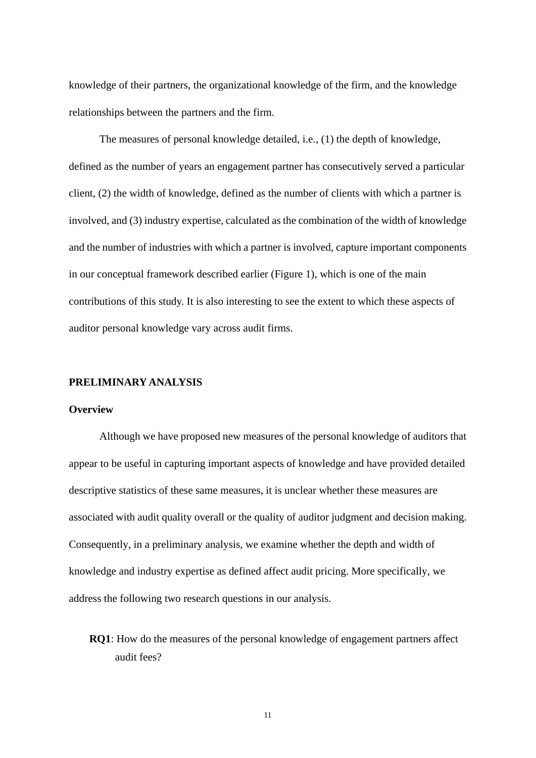knowledge of their partners, the organizational knowledge of the firm, and the knowledge relationships between the partners and the firm.

The measures of personal knowledge detailed, i.e., (1) the depth of knowledge, defined as the number of years an engagement partner has consecutively served a particular client, (2) the width of knowledge, defined as the number of clients with which a partner is involved, and (3) industry expertise, calculated as the combination of the width of knowledge and the number of industries with which a partner is involved, capture important components in our conceptual framework described earlier (Figure 1), which is one of the main contributions of this study. It is also interesting to see the extent to which these aspects of auditor personal knowledge vary across audit firms.

## PRELIMINARY ANALYSIS

### Overview

Although we have proposed new measures of the personal knowledge of auditors that appear to be useful in capturing important aspects of knowledge and have provided detailed descriptive statistics of these same measures, it is unclear whether these measures are associated with audit quality overall or the quality of auditor judgment and decision making. Consequently, in a preliminary analysis, we examine whether the depth and width of knowledge and industry expertise as defined affect audit pricing. More specifically, we address the following two research questions in our analysis.

> **RQ1**: How do the measures of the personal knowledge of engagement partners affect audit fees?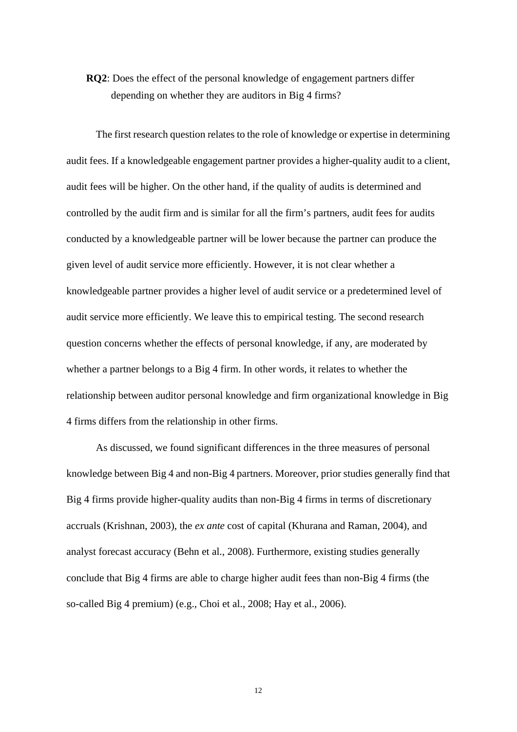**RQ2**: Does the effect of the personal knowledge of engagement partners differ depending on whether they are auditors in Big 4 firms?

The first research question relates to the role of knowledge or expertise in determining audit fees. If a knowledgeable engagement partner provides a higher-quality audit to a client, audit fees will be higher. On the other hand, if the quality of audits is determined and controlled by the audit firm and is similar for all the firm's partners, audit fees for audits conducted by a knowledgeable partner will be lower because the partner can produce the given level of audit service more efficiently. However, it is not clear whether a knowledgeable partner provides a higher level of audit service or a predetermined level of audit service more efficiently. We leave this to empirical testing. The second research question concerns whether the effects of personal knowledge, if any, are moderated by whether a partner belongs to a Big 4 firm. In other words, it relates to whether the relationship between auditor personal knowledge and firm organizational knowledge in Big 4 firms differs from the relationship in other firms.

As discussed, we found significant differences in the three measures of personal knowledge between Big 4 and non-Big 4 partners. Moreover, prior studies generally find that Big 4 firms provide higher-quality audits than non-Big 4 firms in terms of discretionary accruals (Krishnan, 2003), the *ex ante* cost of capital (Khurana and Raman, 2004), and analyst forecast accuracy (Behn et al., 2008). Furthermore, existing studies generally conclude that Big 4 firms are able to charge higher audit fees than non-Big 4 firms (the so-called Big 4 premium) (e.g., Choi et al., 2008; Hay et al., 2006).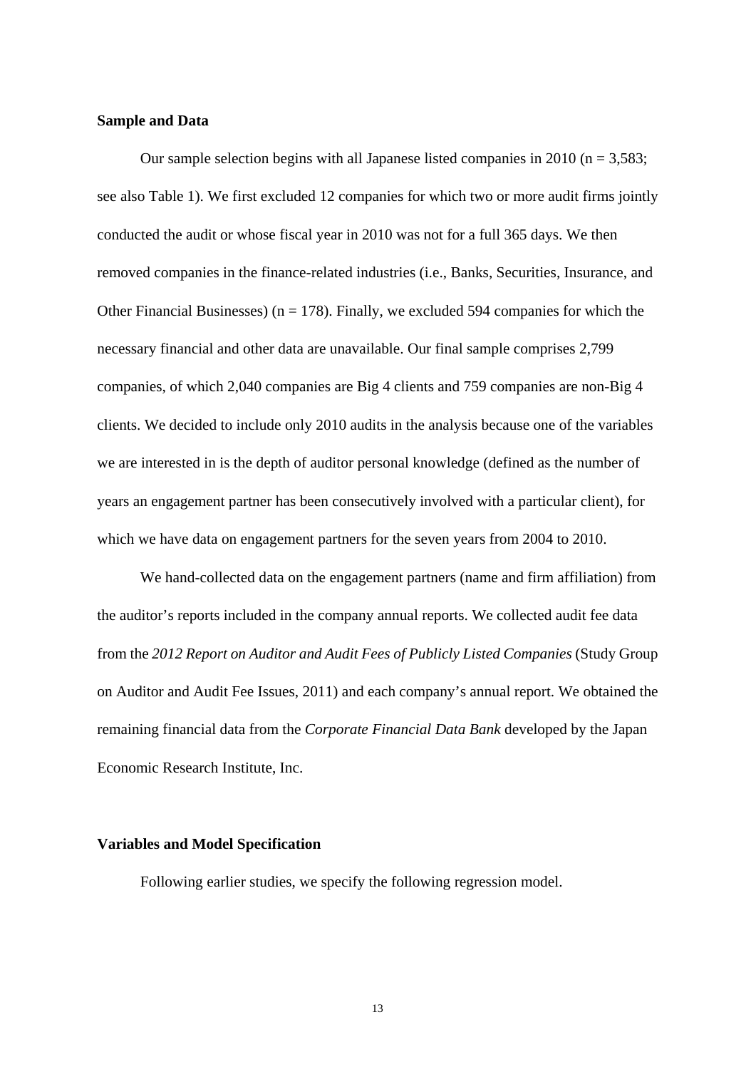### Sample and Data

Our sample selection begins with all Japanese listed companies in 2010 (n = 3,583; see also Table 1). We first excluded 12 companies for which two or more audit firms jointly conducted the audit or whose fiscal year in 2010 was not for a full 365 days. We then removed companies in the finance-related industries (i.e., Banks, Securities, Insurance, and Other Financial Businesses) (n = 178). Finally, we excluded 594 companies for which the necessary financial and other data are unavailable. Our final sample comprises 2,799 companies, of which 2,040 companies are Big 4 clients and 759 companies are non-Big 4 clients. We decided to include only 2010 audits in the analysis because one of the variables we are interested in is the depth of auditor personal knowledge (defined as the number of years an engagement partner has been consecutively involved with a particular client), for which we have data on engagement partners for the seven years from 2004 to 2010.

We hand-collected data on the engagement partners (name and firm affiliation) from the auditor's reports included in the company annual reports. We collected audit fee data from the *2012 Report on Auditor and Audit Fees of Publicly Listed Companies* (Study Group on Auditor and Audit Fee Issues, 2011) and each company's annual report. We obtained the remaining financial data from the *Corporate Financial Data Bank* developed by the Japan Economic Research Institute, Inc.

### Variables and Model Specification

Following earlier studies, we specify the following regression model.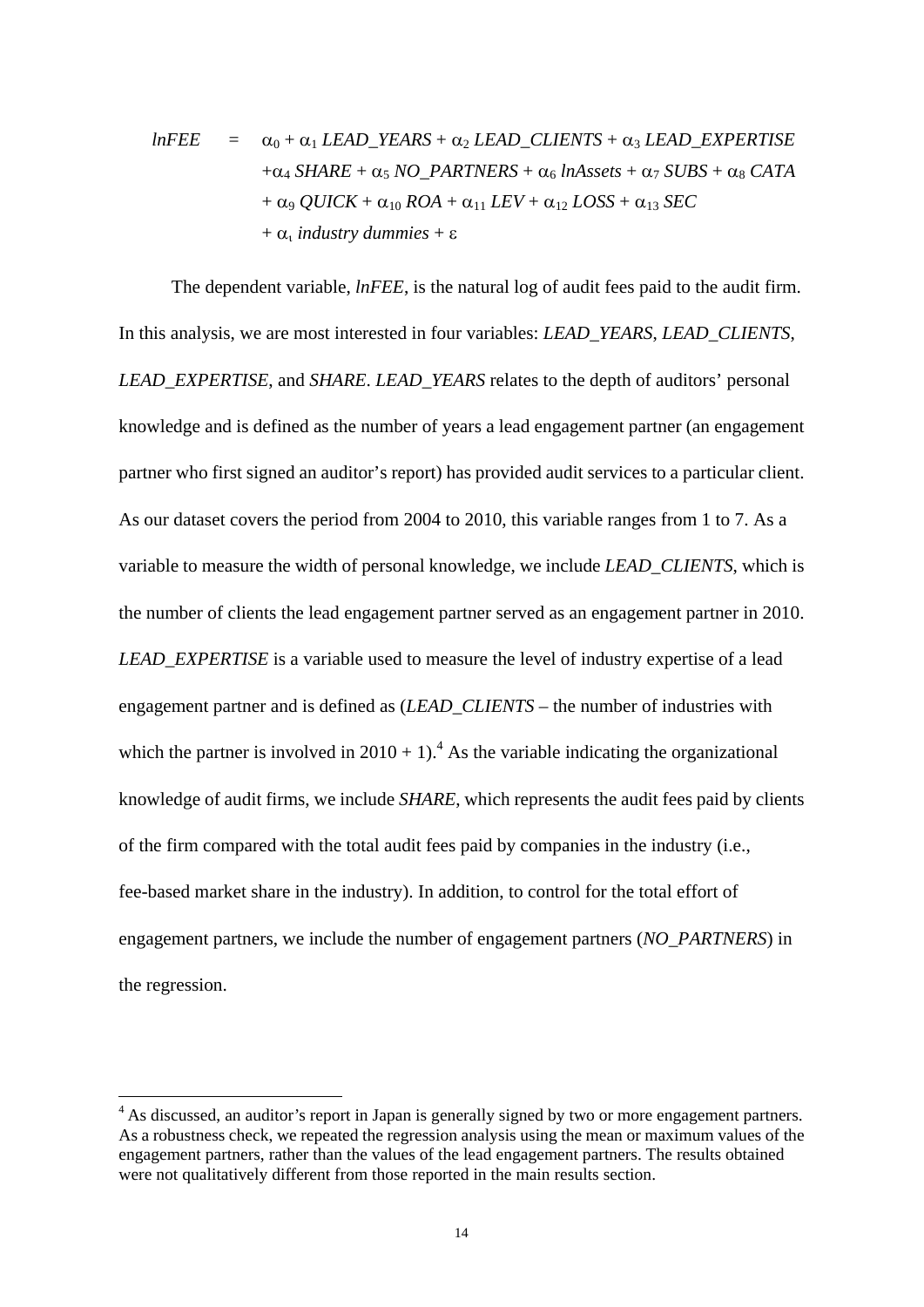$$
\begin{aligned}
lnFEE \quad = \quad & \alpha_0 + \alpha_1\, LEAD\_YEARS + \alpha_2\, LEAD\_CLIENTS + \alpha_3\, LEAD\_EXPERTISE \\
& + \alpha_4\, SHARE + \alpha_5\, NO\_PARTNERS + \alpha_6\, lnAssets + \alpha_7\, SUBS + \alpha_8\, CATA \\
& + \alpha_9\, QUICK + \alpha_{10}\, ROA + \alpha_{11}\, LEV + \alpha_{12}\, LOSS + \alpha_{13}\, SEC \\
& + \alpha_{\iota}\, industry\ dummies + \varepsilon
\end{aligned}
$$

The dependent variable, *lnFEE*, is the natural log of audit fees paid to the audit firm. In this analysis, we are most interested in four variables: *LEAD_YEARS*, *LEAD_CLIENTS*, *LEAD_EXPERTISE*, and *SHARE*. *LEAD_YEARS* relates to the depth of auditors' personal knowledge and is defined as the number of years a lead engagement partner (an engagement partner who first signed an auditor's report) has provided audit services to a particular client. As our dataset covers the period from 2004 to 2010, this variable ranges from 1 to 7. As a variable to measure the width of personal knowledge, we include *LEAD_CLIENTS*, which is the number of clients the lead engagement partner served as an engagement partner in 2010. *LEAD_EXPERTISE* is a variable used to measure the level of industry expertise of a lead engagement partner and is defined as (*LEAD_CLIENTS* – the number of industries with which the partner is involved in 2010 + 1).[4] As the variable indicating the organizational knowledge of audit firms, we include *SHARE*, which represents the audit fees paid by clients of the firm compared with the total audit fees paid by companies in the industry (i.e., fee-based market share in the industry). In addition, to control for the total effort of engagement partners, we include the number of engagement partners (*NO_PARTNERS*) in the regression.

[4] As discussed, an auditor's report in Japan is generally signed by two or more engagement partners. As a robustness check, we repeated the regression analysis using the mean or maximum values of the engagement partners, rather than the values of the lead engagement partners. The results obtained were not qualitatively different from those reported in the main results section.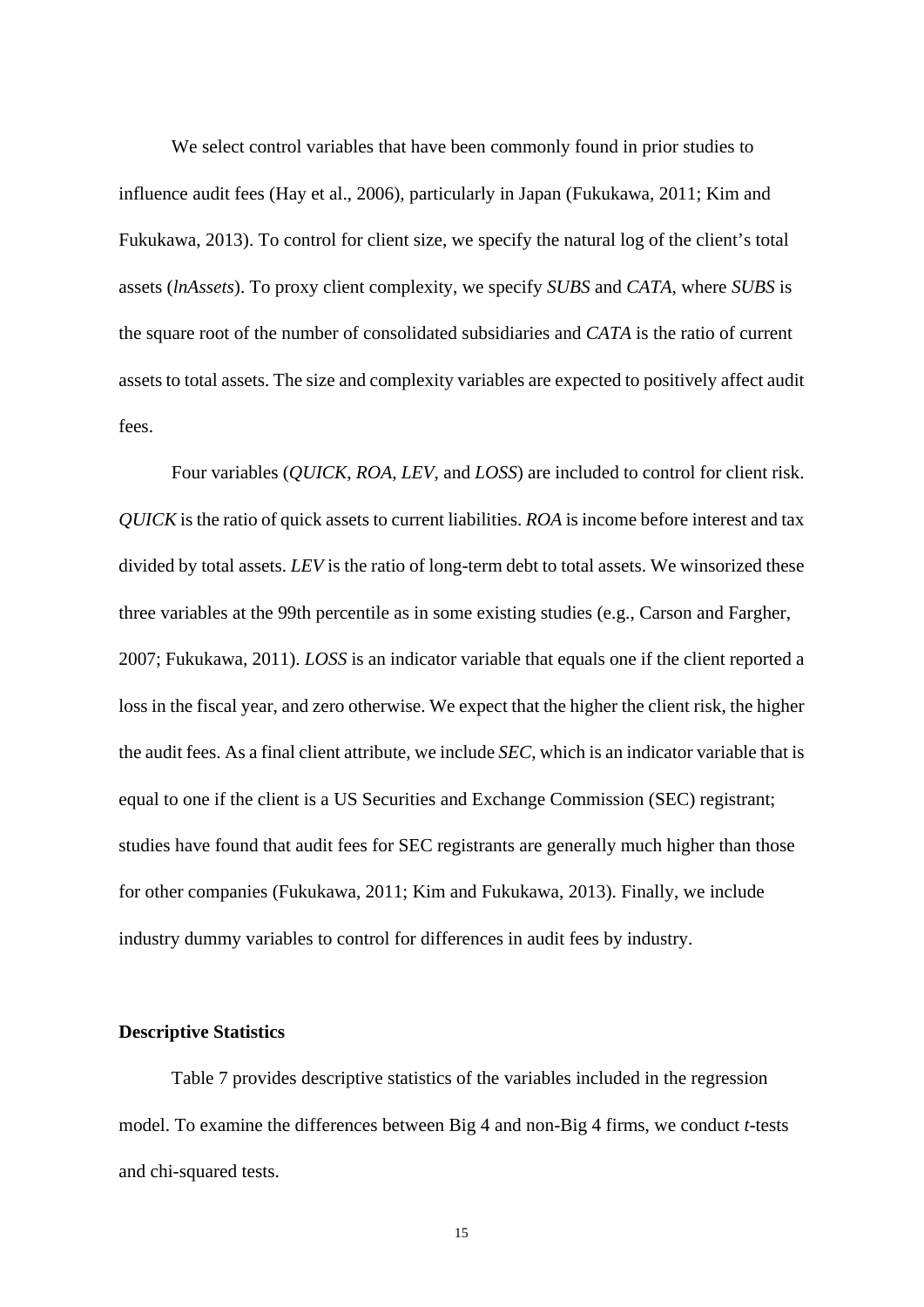We select control variables that have been commonly found in prior studies to influence audit fees (Hay et al., 2006), particularly in Japan (Fukukawa, 2011; Kim and Fukukawa, 2013). To control for client size, we specify the natural log of the client's total assets (*lnAssets*). To proxy client complexity, we specify *SUBS* and *CATA*, where *SUBS* is the square root of the number of consolidated subsidiaries and *CATA* is the ratio of current assets to total assets. The size and complexity variables are expected to positively affect audit fees.

Four variables (*QUICK*, *ROA*, *LEV*, and *LOSS*) are included to control for client risk. *QUICK* is the ratio of quick assets to current liabilities. *ROA* is income before interest and tax divided by total assets. *LEV* is the ratio of long-term debt to total assets. We winsorized these three variables at the 99th percentile as in some existing studies (e.g., Carson and Fargher, 2007; Fukukawa, 2011). *LOSS* is an indicator variable that equals one if the client reported a loss in the fiscal year, and zero otherwise. We expect that the higher the client risk, the higher the audit fees. As a final client attribute, we include *SEC*, which is an indicator variable that is equal to one if the client is a US Securities and Exchange Commission (SEC) registrant; studies have found that audit fees for SEC registrants are generally much higher than those for other companies (Fukukawa, 2011; Kim and Fukukawa, 2013). Finally, we include industry dummy variables to control for differences in audit fees by industry.

**Descriptive Statistics**

Table 7 provides descriptive statistics of the variables included in the regression model. To examine the differences between Big 4 and non-Big 4 firms, we conduct *t*-tests and chi-squared tests.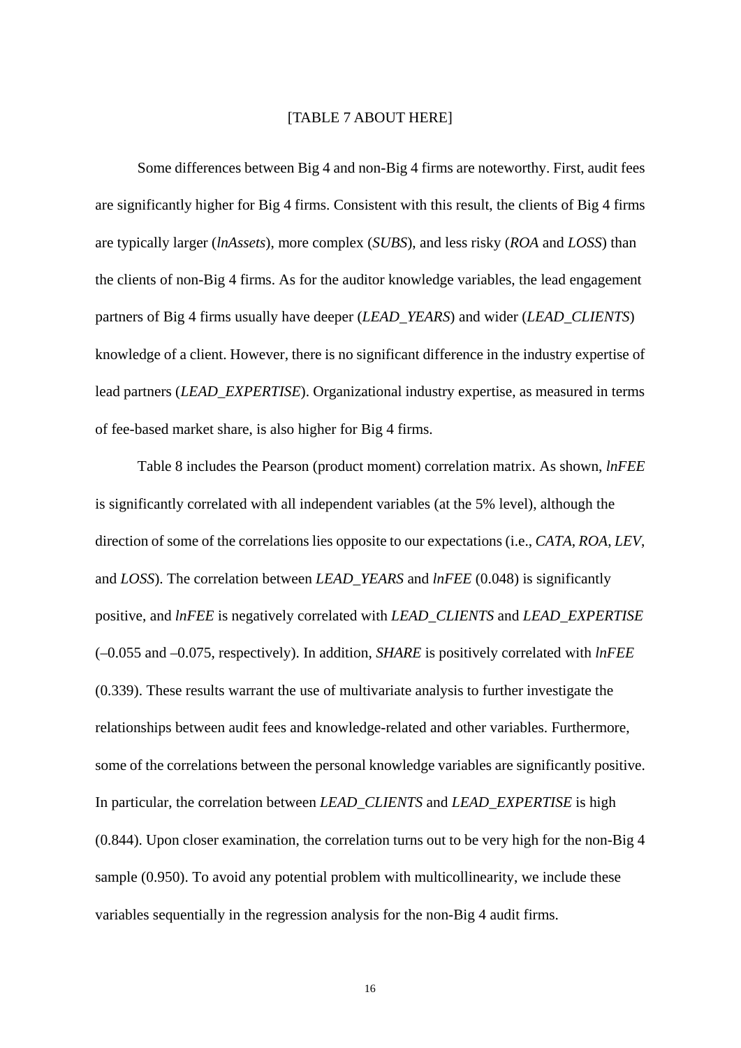[TABLE 7 ABOUT HERE]

Some differences between Big 4 and non-Big 4 firms are noteworthy. First, audit fees are significantly higher for Big 4 firms. Consistent with this result, the clients of Big 4 firms are typically larger (*lnAssets*), more complex (*SUBS*), and less risky (*ROA* and *LOSS*) than the clients of non-Big 4 firms. As for the auditor knowledge variables, the lead engagement partners of Big 4 firms usually have deeper (*LEAD_YEARS*) and wider (*LEAD_CLIENTS*) knowledge of a client. However, there is no significant difference in the industry expertise of lead partners (*LEAD_EXPERTISE*). Organizational industry expertise, as measured in terms of fee-based market share, is also higher for Big 4 firms.

Table 8 includes the Pearson (product moment) correlation matrix. As shown, *lnFEE* is significantly correlated with all independent variables (at the 5% level), although the direction of some of the correlations lies opposite to our expectations (i.e., *CATA*, *ROA*, *LEV*, and *LOSS*). The correlation between *LEAD_YEARS* and *lnFEE* (0.048) is significantly positive, and *lnFEE* is negatively correlated with *LEAD_CLIENTS* and *LEAD_EXPERTISE* (–0.055 and –0.075, respectively). In addition, *SHARE* is positively correlated with *lnFEE* (0.339). These results warrant the use of multivariate analysis to further investigate the relationships between audit fees and knowledge-related and other variables. Furthermore, some of the correlations between the personal knowledge variables are significantly positive. In particular, the correlation between *LEAD_CLIENTS* and *LEAD_EXPERTISE* is high (0.844). Upon closer examination, the correlation turns out to be very high for the non-Big 4 sample (0.950). To avoid any potential problem with multicollinearity, we include these variables sequentially in the regression analysis for the non-Big 4 audit firms.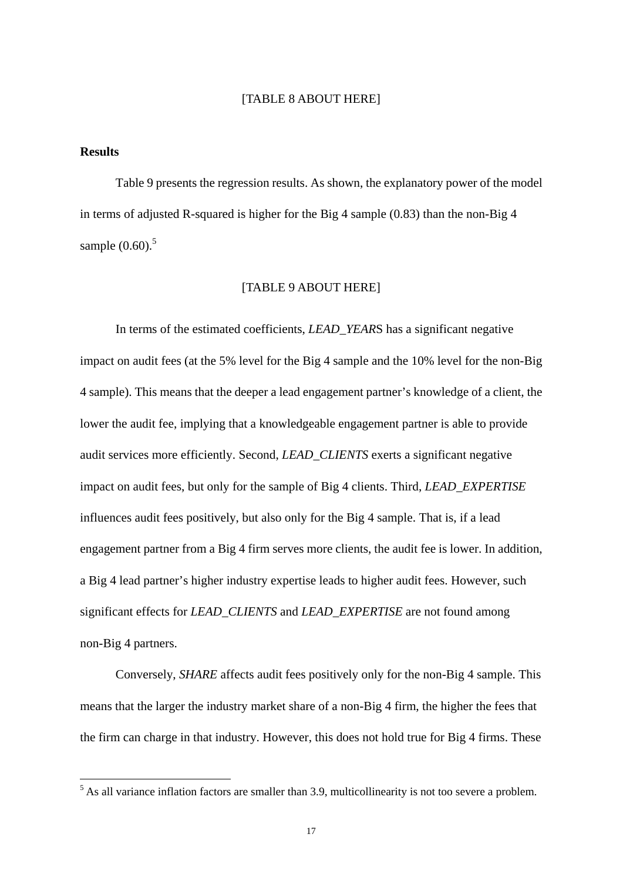[TABLE 8 ABOUT HERE]

**Results**

Table 9 presents the regression results. As shown, the explanatory power of the model in terms of adjusted R-squared is higher for the Big 4 sample (0.83) than the non-Big 4 sample (0.60).[5]

[TABLE 9 ABOUT HERE]

In terms of the estimated coefficients, *LEAD_YEAR*S has a significant negative impact on audit fees (at the 5% level for the Big 4 sample and the 10% level for the non-Big 4 sample). This means that the deeper a lead engagement partner's knowledge of a client, the lower the audit fee, implying that a knowledgeable engagement partner is able to provide audit services more efficiently. Second, *LEAD_CLIENTS* exerts a significant negative impact on audit fees, but only for the sample of Big 4 clients. Third, *LEAD_EXPERTISE* influences audit fees positively, but also only for the Big 4 sample. That is, if a lead engagement partner from a Big 4 firm serves more clients, the audit fee is lower. In addition, a Big 4 lead partner's higher industry expertise leads to higher audit fees. However, such significant effects for *LEAD_CLIENTS* and *LEAD_EXPERTISE* are not found among non-Big 4 partners.

Conversely, *SHARE* affects audit fees positively only for the non-Big 4 sample. This means that the larger the industry market share of a non-Big 4 firm, the higher the fees that the firm can charge in that industry. However, this does not hold true for Big 4 firms. These

[5] As all variance inflation factors are smaller than 3.9, multicollinearity is not too severe a problem.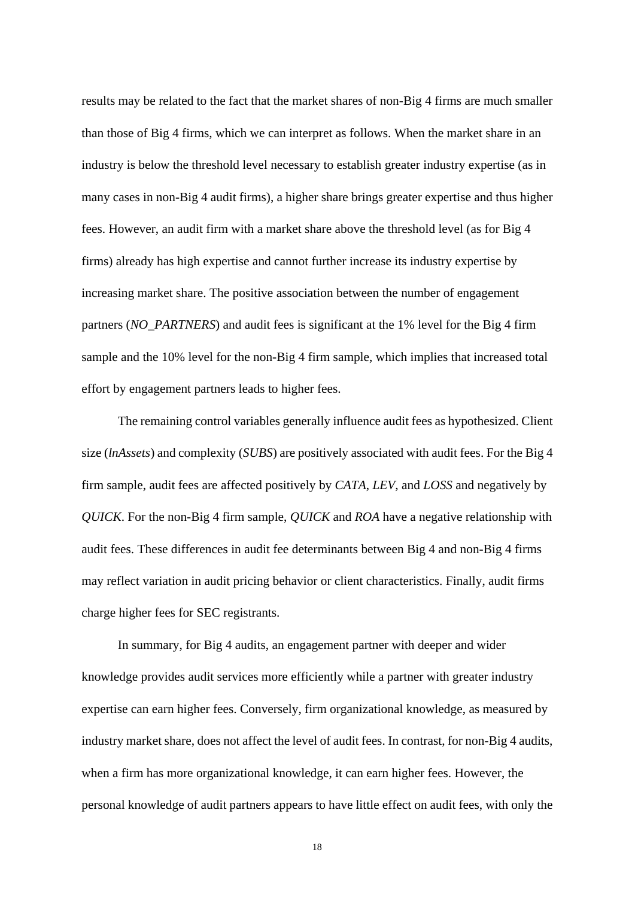results may be related to the fact that the market shares of non-Big 4 firms are much smaller than those of Big 4 firms, which we can interpret as follows. When the market share in an industry is below the threshold level necessary to establish greater industry expertise (as in many cases in non-Big 4 audit firms), a higher share brings greater expertise and thus higher fees. However, an audit firm with a market share above the threshold level (as for Big 4 firms) already has high expertise and cannot further increase its industry expertise by increasing market share. The positive association between the number of engagement partners (*NO_PARTNERS*) and audit fees is significant at the 1% level for the Big 4 firm sample and the 10% level for the non-Big 4 firm sample, which implies that increased total effort by engagement partners leads to higher fees.

The remaining control variables generally influence audit fees as hypothesized. Client size (*lnAssets*) and complexity (*SUBS*) are positively associated with audit fees. For the Big 4 firm sample, audit fees are affected positively by *CATA*, *LEV*, and *LOSS* and negatively by *QUICK*. For the non-Big 4 firm sample, *QUICK* and *ROA* have a negative relationship with audit fees. These differences in audit fee determinants between Big 4 and non-Big 4 firms may reflect variation in audit pricing behavior or client characteristics. Finally, audit firms charge higher fees for SEC registrants.

In summary, for Big 4 audits, an engagement partner with deeper and wider knowledge provides audit services more efficiently while a partner with greater industry expertise can earn higher fees. Conversely, firm organizational knowledge, as measured by industry market share, does not affect the level of audit fees. In contrast, for non-Big 4 audits, when a firm has more organizational knowledge, it can earn higher fees. However, the personal knowledge of audit partners appears to have little effect on audit fees, with only the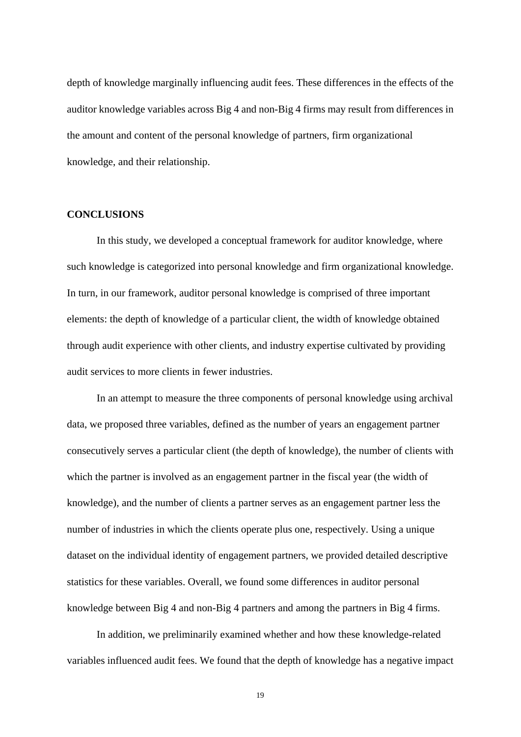depth of knowledge marginally influencing audit fees. These differences in the effects of the auditor knowledge variables across Big 4 and non-Big 4 firms may result from differences in the amount and content of the personal knowledge of partners, firm organizational knowledge, and their relationship.

## CONCLUSIONS

In this study, we developed a conceptual framework for auditor knowledge, where such knowledge is categorized into personal knowledge and firm organizational knowledge. In turn, in our framework, auditor personal knowledge is comprised of three important elements: the depth of knowledge of a particular client, the width of knowledge obtained through audit experience with other clients, and industry expertise cultivated by providing audit services to more clients in fewer industries.

In an attempt to measure the three components of personal knowledge using archival data, we proposed three variables, defined as the number of years an engagement partner consecutively serves a particular client (the depth of knowledge), the number of clients with which the partner is involved as an engagement partner in the fiscal year (the width of knowledge), and the number of clients a partner serves as an engagement partner less the number of industries in which the clients operate plus one, respectively. Using a unique dataset on the individual identity of engagement partners, we provided detailed descriptive statistics for these variables. Overall, we found some differences in auditor personal knowledge between Big 4 and non-Big 4 partners and among the partners in Big 4 firms.

In addition, we preliminarily examined whether and how these knowledge-related variables influenced audit fees. We found that the depth of knowledge has a negative impact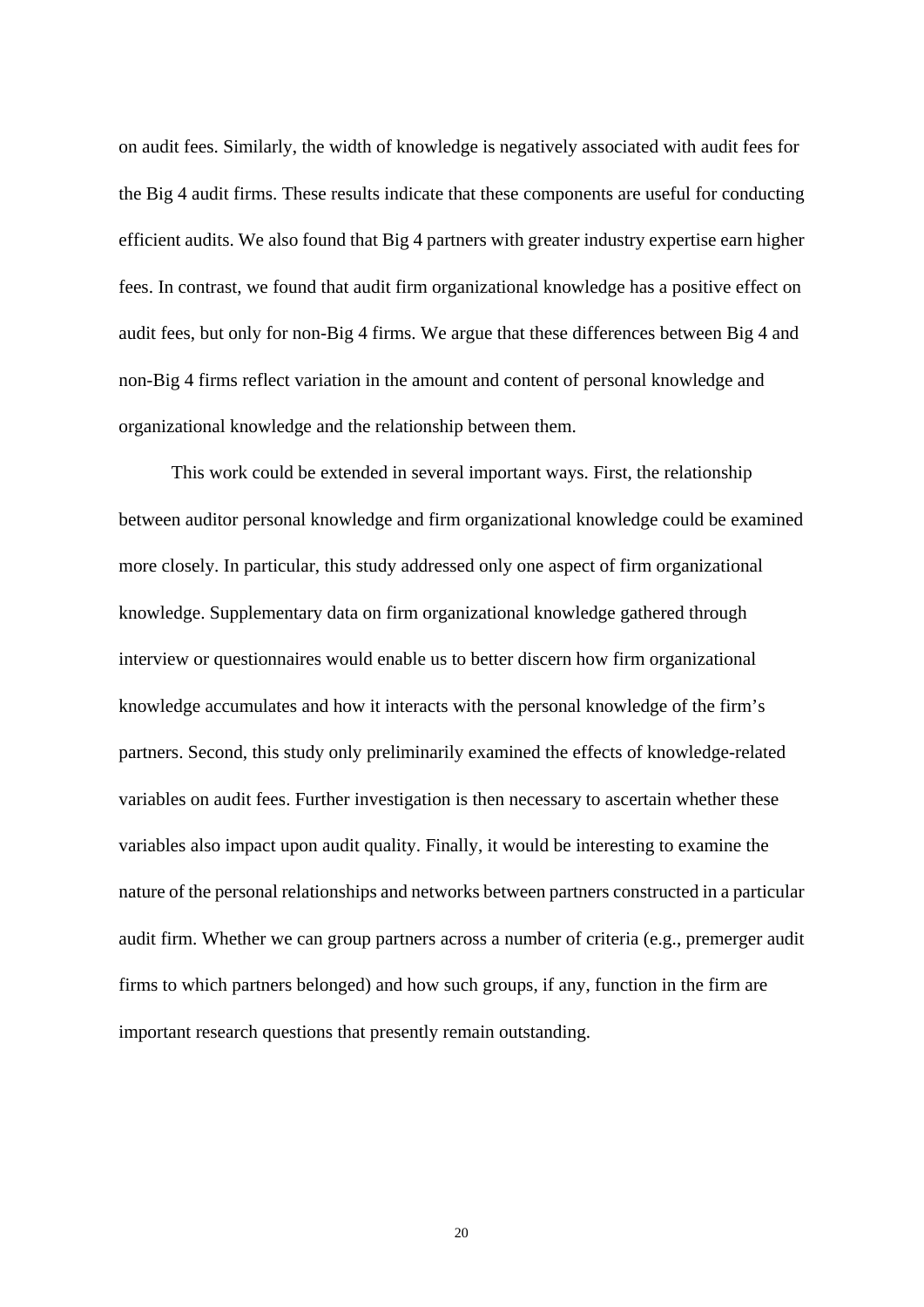on audit fees. Similarly, the width of knowledge is negatively associated with audit fees for the Big 4 audit firms. These results indicate that these components are useful for conducting efficient audits. We also found that Big 4 partners with greater industry expertise earn higher fees. In contrast, we found that audit firm organizational knowledge has a positive effect on audit fees, but only for non-Big 4 firms. We argue that these differences between Big 4 and non-Big 4 firms reflect variation in the amount and content of personal knowledge and organizational knowledge and the relationship between them.

This work could be extended in several important ways. First, the relationship between auditor personal knowledge and firm organizational knowledge could be examined more closely. In particular, this study addressed only one aspect of firm organizational knowledge. Supplementary data on firm organizational knowledge gathered through interview or questionnaires would enable us to better discern how firm organizational knowledge accumulates and how it interacts with the personal knowledge of the firm's partners. Second, this study only preliminarily examined the effects of knowledge-related variables on audit fees. Further investigation is then necessary to ascertain whether these variables also impact upon audit quality. Finally, it would be interesting to examine the nature of the personal relationships and networks between partners constructed in a particular audit firm. Whether we can group partners across a number of criteria (e.g., premerger audit firms to which partners belonged) and how such groups, if any, function in the firm are important research questions that presently remain outstanding.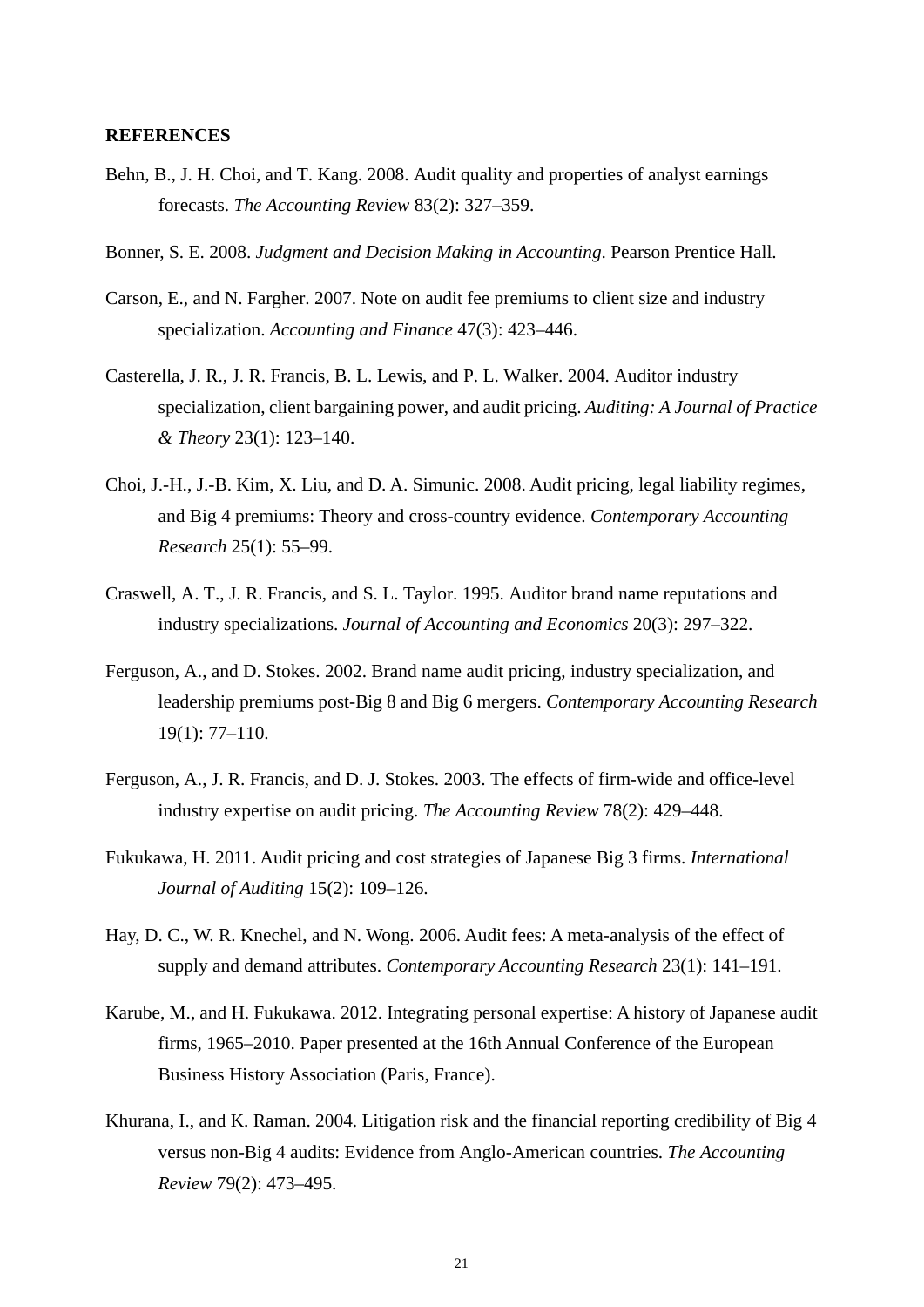## REFERENCES

Behn, B., J. H. Choi, and T. Kang. 2008. Audit quality and properties of analyst earnings forecasts. *The Accounting Review* 83(2): 327–359.

Bonner, S. E. 2008. *Judgment and Decision Making in Accounting*. Pearson Prentice Hall.

Carson, E., and N. Fargher. 2007. Note on audit fee premiums to client size and industry specialization. *Accounting and Finance* 47(3): 423–446.

Casterella, J. R., J. R. Francis, B. L. Lewis, and P. L. Walker. 2004. Auditor industry specialization, client bargaining power, and audit pricing. *Auditing: A Journal of Practice & Theory* 23(1): 123–140.

Choi, J.-H., J.-B. Kim, X. Liu, and D. A. Simunic. 2008. Audit pricing, legal liability regimes, and Big 4 premiums: Theory and cross-country evidence. *Contemporary Accounting Research* 25(1): 55–99.

Craswell, A. T., J. R. Francis, and S. L. Taylor. 1995. Auditor brand name reputations and industry specializations. *Journal of Accounting and Economics* 20(3): 297–322.

Ferguson, A., and D. Stokes. 2002. Brand name audit pricing, industry specialization, and leadership premiums post-Big 8 and Big 6 mergers. *Contemporary Accounting Research* 19(1): 77–110.

Ferguson, A., J. R. Francis, and D. J. Stokes. 2003. The effects of firm-wide and office-level industry expertise on audit pricing. *The Accounting Review* 78(2): 429–448.

Fukukawa, H. 2011. Audit pricing and cost strategies of Japanese Big 3 firms. *International Journal of Auditing* 15(2): 109–126.

Hay, D. C., W. R. Knechel, and N. Wong. 2006. Audit fees: A meta-analysis of the effect of supply and demand attributes. *Contemporary Accounting Research* 23(1): 141–191.

Karube, M., and H. Fukukawa. 2012. Integrating personal expertise: A history of Japanese audit firms, 1965–2010. Paper presented at the 16th Annual Conference of the European Business History Association (Paris, France).

Khurana, I., and K. Raman. 2004. Litigation risk and the financial reporting credibility of Big 4 versus non-Big 4 audits: Evidence from Anglo-American countries. *The Accounting Review* 79(2): 473–495.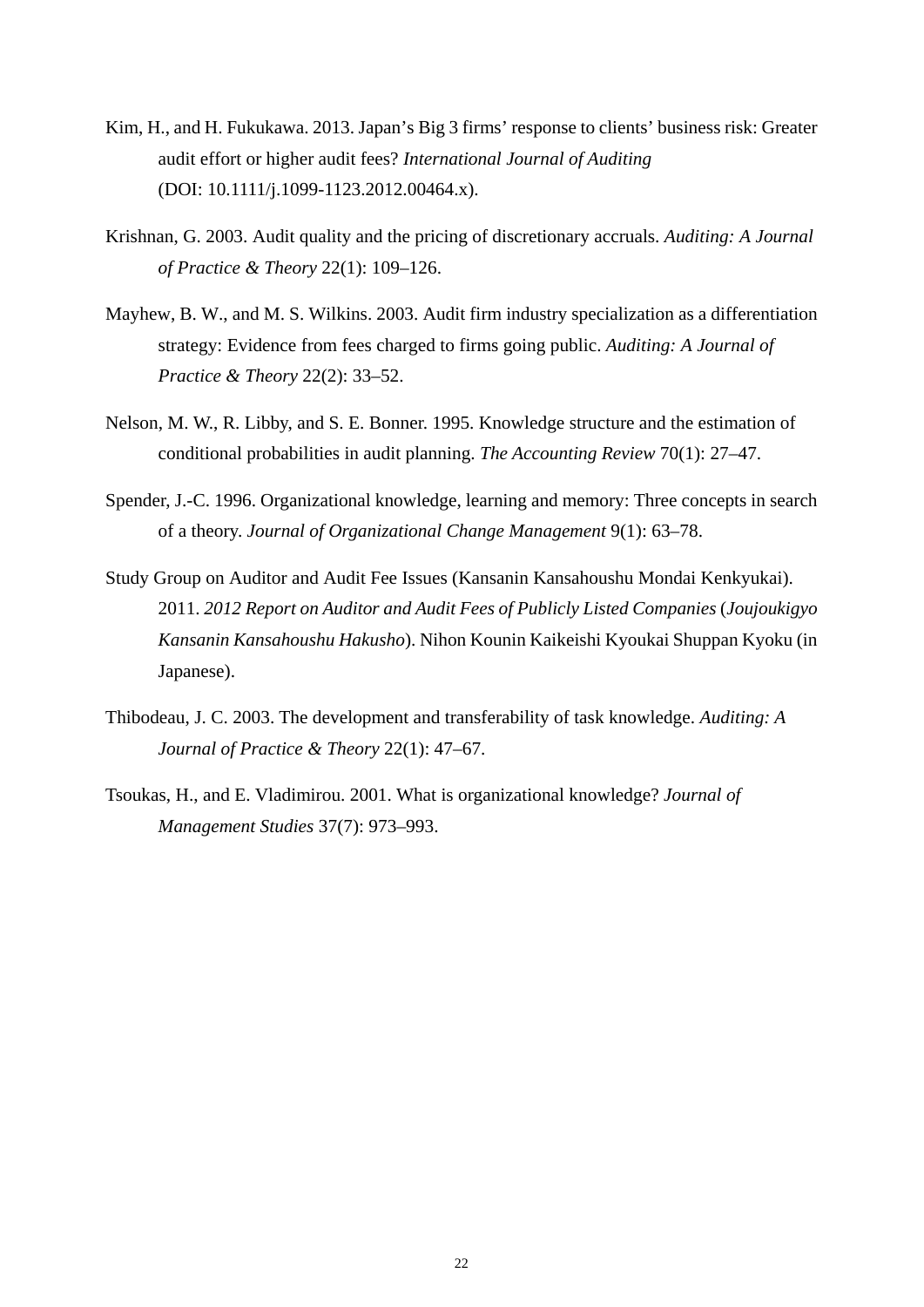Kim, H., and H. Fukukawa. 2013. Japan's Big 3 firms' response to clients' business risk: Greater audit effort or higher audit fees? *International Journal of Auditing* (DOI: 10.1111/j.1099-1123.2012.00464.x).

Krishnan, G. 2003. Audit quality and the pricing of discretionary accruals. *Auditing: A Journal of Practice & Theory* 22(1): 109–126.

Mayhew, B. W., and M. S. Wilkins. 2003. Audit firm industry specialization as a differentiation strategy: Evidence from fees charged to firms going public. *Auditing: A Journal of Practice & Theory* 22(2): 33–52.

Nelson, M. W., R. Libby, and S. E. Bonner. 1995. Knowledge structure and the estimation of conditional probabilities in audit planning. *The Accounting Review* 70(1): 27–47.

Spender, J.-C. 1996. Organizational knowledge, learning and memory: Three concepts in search of a theory. *Journal of Organizational Change Management* 9(1): 63–78.

Study Group on Auditor and Audit Fee Issues (Kansanin Kansahoushu Mondai Kenkyukai). 2011. *2012 Report on Auditor and Audit Fees of Publicly Listed Companies* (*Joujoukigyo Kansanin Kansahoushu Hakusho*). Nihon Kounin Kaikeishi Kyoukai Shuppan Kyoku (in Japanese).

Thibodeau, J. C. 2003. The development and transferability of task knowledge. *Auditing: A Journal of Practice & Theory* 22(1): 47–67.

Tsoukas, H., and E. Vladimirou. 2001. What is organizational knowledge? *Journal of Management Studies* 37(7): 973–993.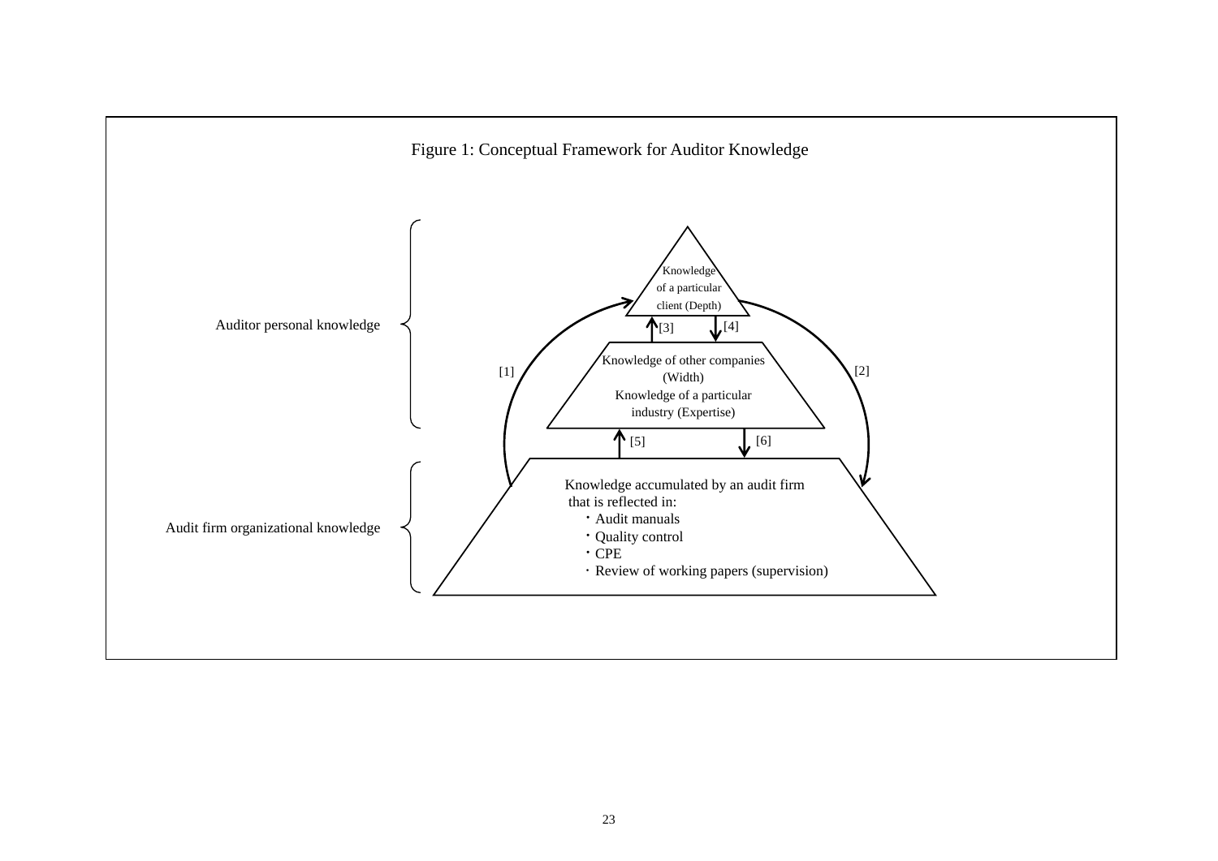Figure 1: Conceptual Framework for Auditor Knowledge

Auditor personal knowledge

Knowledge of a particular client (Depth)

[3] [4]

Knowledge of other companies (Width)
Knowledge of a particular industry (Expertise)

[1] [2]

[5] [6]

Audit firm organizational knowledge

Knowledge accumulated by an audit firm that is reflected in:
- Audit manuals
- Quality control
- CPE
- Review of working papers (supervision)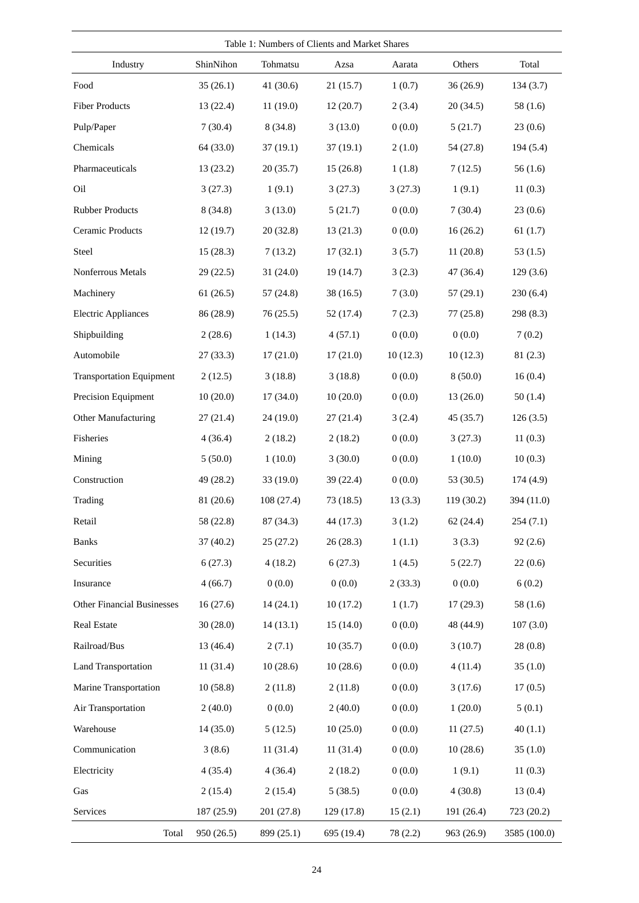Table 1: Numbers of Clients and Market Shares

| Industry | ShinNihon | Tohmatsu | Azsa | Aarata | Others | Total |
|---|---|---|---|---|---|---|
| Food | 35 (26.1) | 41 (30.6) | 21 (15.7) | 1 (0.7) | 36 (26.9) | 134 (3.7) |
| Fiber Products | 13 (22.4) | 11 (19.0) | 12 (20.7) | 2 (3.4) | 20 (34.5) | 58 (1.6) |
| Pulp/Paper | 7 (30.4) | 8 (34.8) | 3 (13.0) | 0 (0.0) | 5 (21.7) | 23 (0.6) |
| Chemicals | 64 (33.0) | 37 (19.1) | 37 (19.1) | 2 (1.0) | 54 (27.8) | 194 (5.4) |
| Pharmaceuticals | 13 (23.2) | 20 (35.7) | 15 (26.8) | 1 (1.8) | 7 (12.5) | 56 (1.6) |
| Oil | 3 (27.3) | 1 (9.1) | 3 (27.3) | 3 (27.3) | 1 (9.1) | 11 (0.3) |
| Rubber Products | 8 (34.8) | 3 (13.0) | 5 (21.7) | 0 (0.0) | 7 (30.4) | 23 (0.6) |
| Ceramic Products | 12 (19.7) | 20 (32.8) | 13 (21.3) | 0 (0.0) | 16 (26.2) | 61 (1.7) |
| Steel | 15 (28.3) | 7 (13.2) | 17 (32.1) | 3 (5.7) | 11 (20.8) | 53 (1.5) |
| Nonferrous Metals | 29 (22.5) | 31 (24.0) | 19 (14.7) | 3 (2.3) | 47 (36.4) | 129 (3.6) |
| Machinery | 61 (26.5) | 57 (24.8) | 38 (16.5) | 7 (3.0) | 57 (29.1) | 230 (6.4) |
| Electric Appliances | 86 (28.9) | 76 (25.5) | 52 (17.4) | 7 (2.3) | 77 (25.8) | 298 (8.3) |
| Shipbuilding | 2 (28.6) | 1 (14.3) | 4 (57.1) | 0 (0.0) | 0 (0.0) | 7 (0.2) |
| Automobile | 27 (33.3) | 17 (21.0) | 17 (21.0) | 10 (12.3) | 10 (12.3) | 81 (2.3) |
| Transportation Equipment | 2 (12.5) | 3 (18.8) | 3 (18.8) | 0 (0.0) | 8 (50.0) | 16 (0.4) |
| Precision Equipment | 10 (20.0) | 17 (34.0) | 10 (20.0) | 0 (0.0) | 13 (26.0) | 50 (1.4) |
| Other Manufacturing | 27 (21.4) | 24 (19.0) | 27 (21.4) | 3 (2.4) | 45 (35.7) | 126 (3.5) |
| Fisheries | 4 (36.4) | 2 (18.2) | 2 (18.2) | 0 (0.0) | 3 (27.3) | 11 (0.3) |
| Mining | 5 (50.0) | 1 (10.0) | 3 (30.0) | 0 (0.0) | 1 (10.0) | 10 (0.3) |
| Construction | 49 (28.2) | 33 (19.0) | 39 (22.4) | 0 (0.0) | 53 (30.5) | 174 (4.9) |
| Trading | 81 (20.6) | 108 (27.4) | 73 (18.5) | 13 (3.3) | 119 (30.2) | 394 (11.0) |
| Retail | 58 (22.8) | 87 (34.3) | 44 (17.3) | 3 (1.2) | 62 (24.4) | 254 (7.1) |
| Banks | 37 (40.2) | 25 (27.2) | 26 (28.3) | 1 (1.1) | 3 (3.3) | 92 (2.6) |
| Securities | 6 (27.3) | 4 (18.2) | 6 (27.3) | 1 (4.5) | 5 (22.7) | 22 (0.6) |
| Insurance | 4 (66.7) | 0 (0.0) | 0 (0.0) | 2 (33.3) | 0 (0.0) | 6 (0.2) |
| Other Financial Businesses | 16 (27.6) | 14 (24.1) | 10 (17.2) | 1 (1.7) | 17 (29.3) | 58 (1.6) |
| Real Estate | 30 (28.0) | 14 (13.1) | 15 (14.0) | 0 (0.0) | 48 (44.9) | 107 (3.0) |
| Railroad/Bus | 13 (46.4) | 2 (7.1) | 10 (35.7) | 0 (0.0) | 3 (10.7) | 28 (0.8) |
| Land Transportation | 11 (31.4) | 10 (28.6) | 10 (28.6) | 0 (0.0) | 4 (11.4) | 35 (1.0) |
| Marine Transportation | 10 (58.8) | 2 (11.8) | 2 (11.8) | 0 (0.0) | 3 (17.6) | 17 (0.5) |
| Air Transportation | 2 (40.0) | 0 (0.0) | 2 (40.0) | 0 (0.0) | 1 (20.0) | 5 (0.1) |
| Warehouse | 14 (35.0) | 5 (12.5) | 10 (25.0) | 0 (0.0) | 11 (27.5) | 40 (1.1) |
| Communication | 3 (8.6) | 11 (31.4) | 11 (31.4) | 0 (0.0) | 10 (28.6) | 35 (1.0) |
| Electricity | 4 (35.4) | 4 (36.4) | 2 (18.2) | 0 (0.0) | 1 (9.1) | 11 (0.3) |
| Gas | 2 (15.4) | 2 (15.4) | 5 (38.5) | 0 (0.0) | 4 (30.8) | 13 (0.4) |
| Services | 187 (25.9) | 201 (27.8) | 129 (17.8) | 15 (2.1) | 191 (26.4) | 723 (20.2) |
| Total | 950 (26.5) | 899 (25.1) | 695 (19.4) | 78 (2.2) | 963 (26.9) | 3585 (100.0) |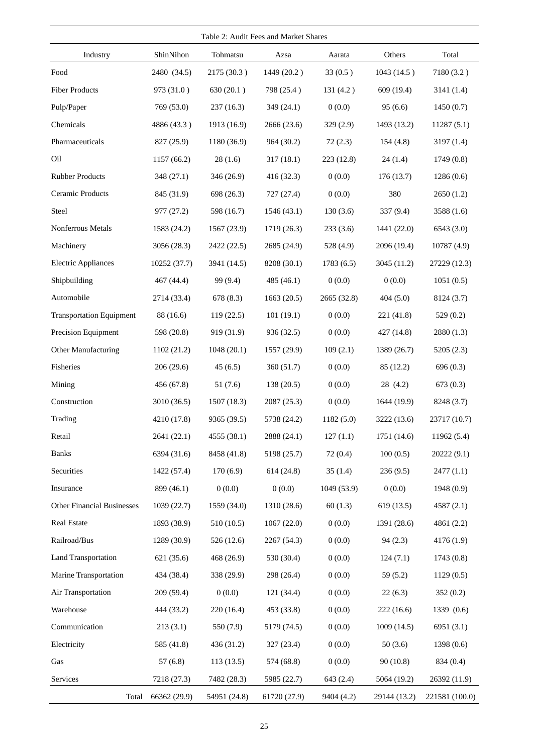Table 2: Audit Fees and Market Shares

| Industry | ShinNihon | Tohmatsu | Azsa | Aarata | Others | Total |
|---|---|---|---|---|---|---|
| Food | 2480 (34.5) | 2175 (30.3 ) | 1449 (20.2 ) | 33 (0.5 ) | 1043 (14.5 ) | 7180 (3.2 ) |
| Fiber Products | 973 (31.0 ) | 630 (20.1 ) | 798 (25.4 ) | 131 (4.2 ) | 609 (19.4) | 3141 (1.4) |
| Pulp/Paper | 769 (53.0) | 237 (16.3) | 349 (24.1) | 0 (0.0) | 95 (6.6) | 1450 (0.7) |
| Chemicals | 4886 (43.3 ) | 1913 (16.9) | 2666 (23.6) | 329 (2.9) | 1493 (13.2) | 11287 (5.1) |
| Pharmaceuticals | 827 (25.9) | 1180 (36.9) | 964 (30.2) | 72 (2.3) | 154 (4.8) | 3197 (1.4) |
| Oil | 1157 (66.2) | 28 (1.6) | 317 (18.1) | 223 (12.8) | 24 (1.4) | 1749 (0.8) |
| Rubber Products | 348 (27.1) | 346 (26.9) | 416 (32.3) | 0 (0.0) | 176 (13.7) | 1286 (0.6) |
| Ceramic Products | 845 (31.9) | 698 (26.3) | 727 (27.4) | 0 (0.0) | 380 | 2650 (1.2) |
| Steel | 977 (27.2) | 598 (16.7) | 1546 (43.1) | 130 (3.6) | 337 (9.4) | 3588 (1.6) |
| Nonferrous Metals | 1583 (24.2) | 1567 (23.9) | 1719 (26.3) | 233 (3.6) | 1441 (22.0) | 6543 (3.0) |
| Machinery | 3056 (28.3) | 2422 (22.5) | 2685 (24.9) | 528 (4.9) | 2096 (19.4) | 10787 (4.9) |
| Electric Appliances | 10252 (37.7) | 3941 (14.5) | 8208 (30.1) | 1783 (6.5) | 3045 (11.2) | 27229 (12.3) |
| Shipbuilding | 467 (44.4) | 99 (9.4) | 485 (46.1) | 0 (0.0) | 0 (0.0) | 1051 (0.5) |
| Automobile | 2714 (33.4) | 678 (8.3) | 1663 (20.5) | 2665 (32.8) | 404 (5.0) | 8124 (3.7) |
| Transportation Equipment | 88 (16.6) | 119 (22.5) | 101 (19.1) | 0 (0.0) | 221 (41.8) | 529 (0.2) |
| Precision Equipment | 598 (20.8) | 919 (31.9) | 936 (32.5) | 0 (0.0) | 427 (14.8) | 2880 (1.3) |
| Other Manufacturing | 1102 (21.2) | 1048 (20.1) | 1557 (29.9) | 109 (2.1) | 1389 (26.7) | 5205 (2.3) |
| Fisheries | 206 (29.6) | 45 (6.5) | 360 (51.7) | 0 (0.0) | 85 (12.2) | 696 (0.3) |
| Mining | 456 (67.8) | 51 (7.6) | 138 (20.5) | 0 (0.0) | 28 (4.2) | 673 (0.3) |
| Construction | 3010 (36.5) | 1507 (18.3) | 2087 (25.3) | 0 (0.0) | 1644 (19.9) | 8248 (3.7) |
| Trading | 4210 (17.8) | 9365 (39.5) | 5738 (24.2) | 1182 (5.0) | 3222 (13.6) | 23717 (10.7) |
| Retail | 2641 (22.1) | 4555 (38.1) | 2888 (24.1) | 127 (1.1) | 1751 (14.6) | 11962 (5.4) |
| Banks | 6394 (31.6) | 8458 (41.8) | 5198 (25.7) | 72 (0.4) | 100 (0.5) | 20222 (9.1) |
| Securities | 1422 (57.4) | 170 (6.9) | 614 (24.8) | 35 (1.4) | 236 (9.5) | 2477 (1.1) |
| Insurance | 899 (46.1) | 0 (0.0) | 0 (0.0) | 1049 (53.9) | 0 (0.0) | 1948 (0.9) |
| Other Financial Businesses | 1039 (22.7) | 1559 (34.0) | 1310 (28.6) | 60 (1.3) | 619 (13.5) | 4587 (2.1) |
| Real Estate | 1893 (38.9) | 510 (10.5) | 1067 (22.0) | 0 (0.0) | 1391 (28.6) | 4861 (2.2) |
| Railroad/Bus | 1289 (30.9) | 526 (12.6) | 2267 (54.3) | 0 (0.0) | 94 (2.3) | 4176 (1.9) |
| Land Transportation | 621 (35.6) | 468 (26.9) | 530 (30.4) | 0 (0.0) | 124 (7.1) | 1743 (0.8) |
| Marine Transportation | 434 (38.4) | 338 (29.9) | 298 (26.4) | 0 (0.0) | 59 (5.2) | 1129 (0.5) |
| Air Transportation | 209 (59.4) | 0 (0.0) | 121 (34.4) | 0 (0.0) | 22 (6.3) | 352 (0.2) |
| Warehouse | 444 (33.2) | 220 (16.4) | 453 (33.8) | 0 (0.0) | 222 (16.6) | 1339 (0.6) |
| Communication | 213 (3.1) | 550 (7.9) | 5179 (74.5) | 0 (0.0) | 1009 (14.5) | 6951 (3.1) |
| Electricity | 585 (41.8) | 436 (31.2) | 327 (23.4) | 0 (0.0) | 50 (3.6) | 1398 (0.6) |
| Gas | 57 (6.8) | 113 (13.5) | 574 (68.8) | 0 (0.0) | 90 (10.8) | 834 (0.4) |
| Services | 7218 (27.3) | 7482 (28.3) | 5985 (22.7) | 643 (2.4) | 5064 (19.2) | 26392 (11.9) |
| Total | 66362 (29.9) | 54951 (24.8) | 61720 (27.9) | 9404 (4.2) | 29144 (13.2) | 221581 (100.0) |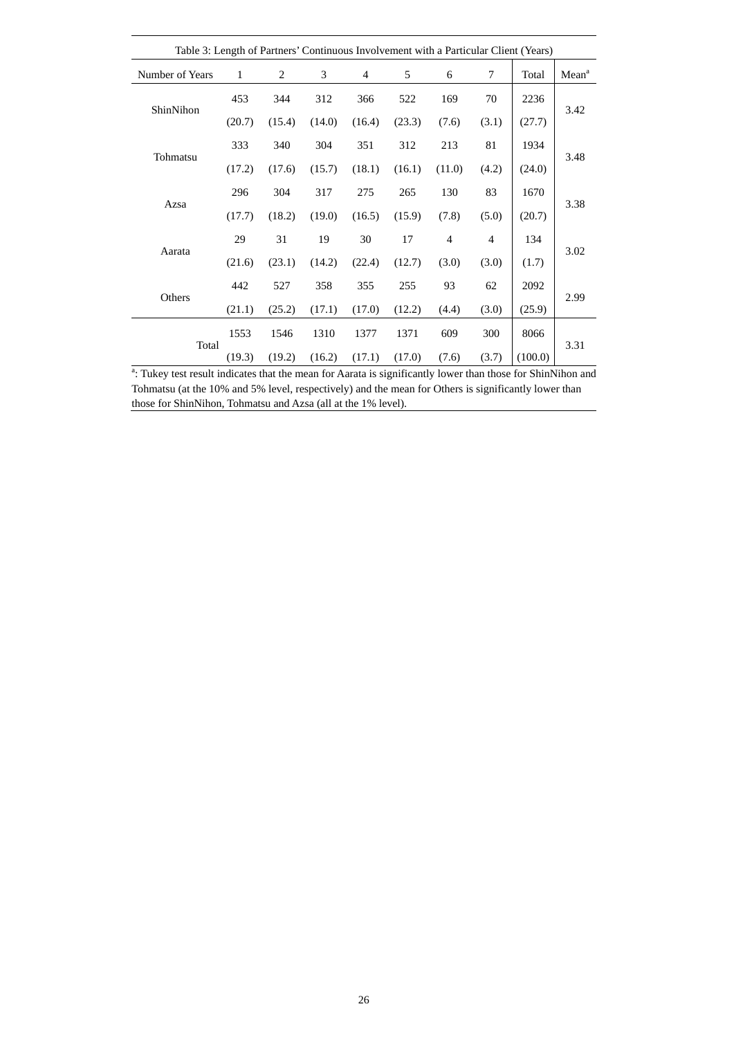Table 3: Length of Partners' Continuous Involvement with a Particular Client (Years)

| Number of Years | 1 | 2 | 3 | 4 | 5 | 6 | 7 | Total | Mean[a] |
|---|---|---|---|---|---|---|---|---|---|
| ShinNihon | 453 | 344 | 312 | 366 | 522 | 169 | 70 | 2236 | 3.42 |
| | (20.7) | (15.4) | (14.0) | (16.4) | (23.3) | (7.6) | (3.1) | (27.7) | |
| Tohmatsu | 333 | 340 | 304 | 351 | 312 | 213 | 81 | 1934 | 3.48 |
| | (17.2) | (17.6) | (15.7) | (18.1) | (16.1) | (11.0) | (4.2) | (24.0) | |
| Azsa | 296 | 304 | 317 | 275 | 265 | 130 | 83 | 1670 | 3.38 |
| | (17.7) | (18.2) | (19.0) | (16.5) | (15.9) | (7.8) | (5.0) | (20.7) | |
| Aarata | 29 | 31 | 19 | 30 | 17 | 4 | 4 | 134 | 3.02 |
| | (21.6) | (23.1) | (14.2) | (22.4) | (12.7) | (3.0) | (3.0) | (1.7) | |
| Others | 442 | 527 | 358 | 355 | 255 | 93 | 62 | 2092 | 2.99 |
| | (21.1) | (25.2) | (17.1) | (17.0) | (12.2) | (4.4) | (3.0) | (25.9) | |
| Total | 1553 | 1546 | 1310 | 1377 | 1371 | 609 | 300 | 8066 | 3.31 |
| | (19.3) | (19.2) | (16.2) | (17.1) | (17.0) | (7.6) | (3.7) | (100.0) | |

[a]: Tukey test result indicates that the mean for Aarata is significantly lower than those for ShinNihon and Tohmatsu (at the 10% and 5% level, respectively) and the mean for Others is significantly lower than those for ShinNihon, Tohmatsu and Azsa (all at the 1% level).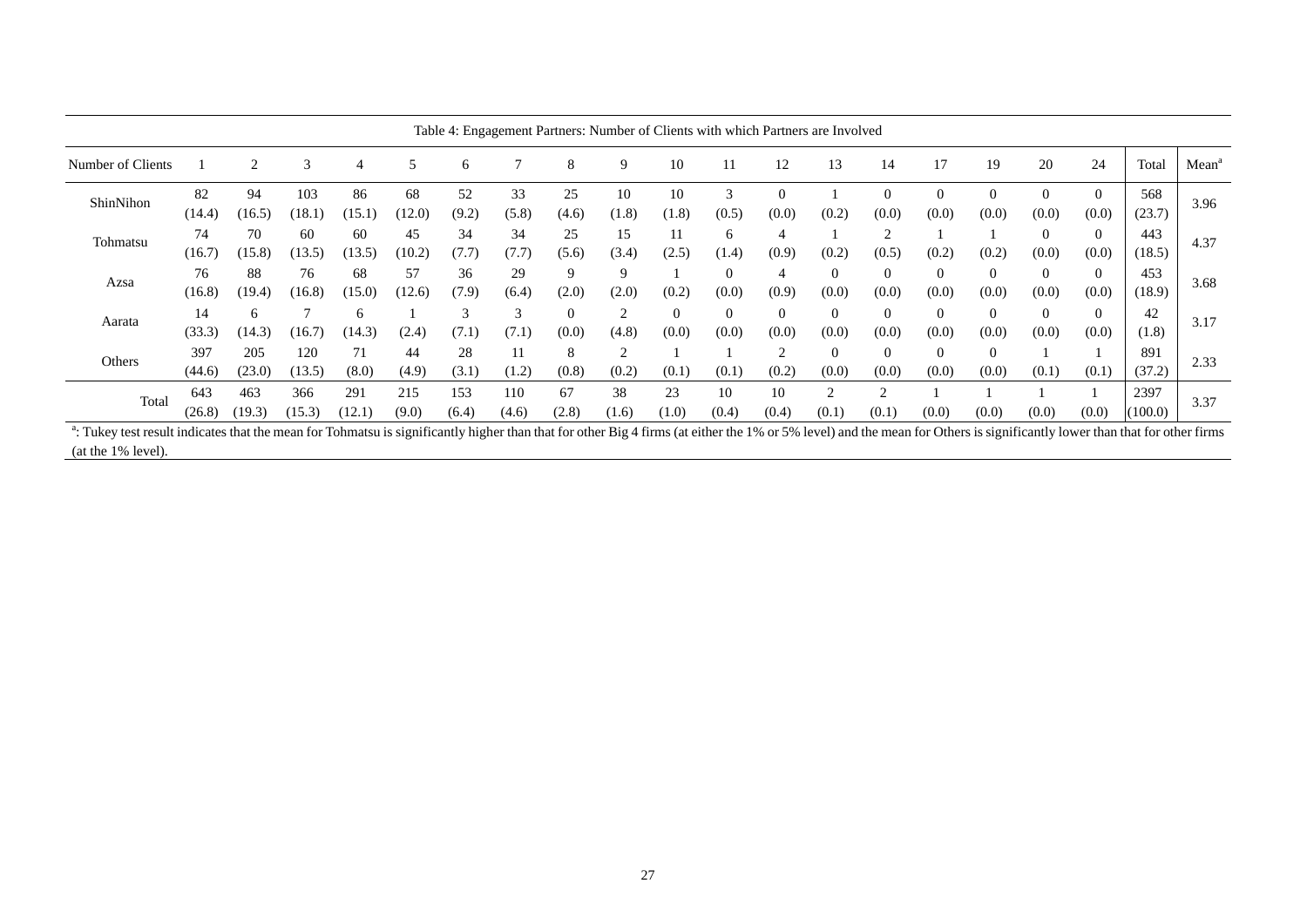Table 4: Engagement Partners: Number of Clients with which Partners are Involved

| Number of Clients | 1 | 2 | 3 | 4 | 5 | 6 | 7 | 8 | 9 | 10 | 11 | 12 | 13 | 14 | 17 | 19 | 20 | 24 | Total | Mean[a] |
|---|---|---|---|---|---|---|---|---|---|---|---|---|---|---|---|---|---|---|---|---|
| ShinNihon | 82 (14.4) | 94 (16.5) | 103 (18.1) | 86 (15.1) | 68 (12.0) | 52 (9.2) | 33 (5.8) | 25 (4.6) | 10 (1.8) | 10 (1.8) | 3 (0.5) | 0 (0.0) | 1 (0.2) | 0 (0.0) | 0 (0.0) | 0 (0.0) | 0 (0.0) | 0 (0.0) | 568 (23.7) | 3.96 |
| Tohmatsu | 74 (16.7) | 70 (15.8) | 60 (13.5) | 60 (13.5) | 45 (10.2) | 34 (7.7) | 34 (7.7) | 25 (5.6) | 15 (3.4) | 11 (2.5) | 6 (1.4) | 4 (0.9) | 1 (0.2) | 2 (0.5) | 1 (0.2) | 1 (0.2) | 0 (0.0) | 0 (0.0) | 443 (18.5) | 4.37 |
| Azsa | 76 (16.8) | 88 (19.4) | 76 (16.8) | 68 (15.0) | 57 (12.6) | 36 (7.9) | 29 (6.4) | 9 (2.0) | 9 (2.0) | 1 (0.2) | 0 (0.0) | 4 (0.9) | 0 (0.0) | 0 (0.0) | 0 (0.0) | 0 (0.0) | 0 (0.0) | 0 (0.0) | 453 (18.9) | 3.68 |
| Aarata | 14 (33.3) | 6 (14.3) | 7 (16.7) | 6 (14.3) | 1 (2.4) | 3 (7.1) | 3 (7.1) | 0 (0.0) | 2 (4.8) | 0 (0.0) | 0 (0.0) | 0 (0.0) | 0 (0.0) | 0 (0.0) | 0 (0.0) | 0 (0.0) | 0 (0.0) | 0 (0.0) | 42 (1.8) | 3.17 |
| Others | 397 (44.6) | 205 (23.0) | 120 (13.5) | 71 (8.0) | 44 (4.9) | 28 (3.1) | 11 (1.2) | 8 (0.8) | 2 (0.2) | 1 (0.1) | 1 (0.1) | 2 (0.2) | 0 (0.0) | 0 (0.0) | 0 (0.0) | 0 (0.0) | 1 (0.1) | 1 (0.1) | 891 (37.2) | 2.33 |
| Total | 643 (26.8) | 463 (19.3) | 366 (15.3) | 291 (12.1) | 215 (9.0) | 153 (6.4) | 110 (4.6) | 67 (2.8) | 38 (1.6) | 23 (1.0) | 10 (0.4) | 10 (0.4) | 2 (0.1) | 2 (0.1) | 1 (0.0) | 1 (0.0) | 1 (0.0) | 1 (0.0) | 2397 (100.0) | 3.37 |

[a]: Tukey test result indicates that the mean for Tohmatsu is significantly higher than that for other Big 4 firms (at either the 1% or 5% level) and the mean for Others is significantly lower than that for other firms (at the 1% level).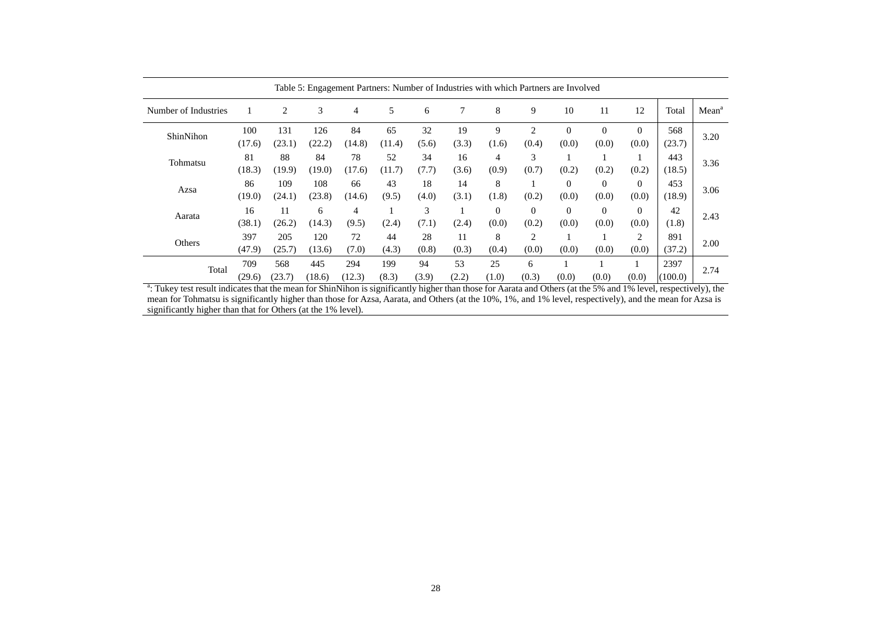Table 5: Engagement Partners: Number of Industries with which Partners are Involved

| Number of Industries | 1 | 2 | 3 | 4 | 5 | 6 | 7 | 8 | 9 | 10 | 11 | 12 | Total | Mean[a] |
|---|---|---|---|---|---|---|---|---|---|---|---|---|---|---|
| ShinNihon | 100 (17.6) | 131 (23.1) | 126 (22.2) | 84 (14.8) | 65 (11.4) | 32 (5.6) | 19 (3.3) | 9 (1.6) | 2 (0.4) | 0 (0.0) | 0 (0.0) | 0 (0.0) | 568 (23.7) | 3.20 |
| Tohmatsu | 81 (18.3) | 88 (19.9) | 84 (19.0) | 78 (17.6) | 52 (11.7) | 34 (7.7) | 16 (3.6) | 4 (0.9) | 3 (0.7) | 1 (0.2) | 1 (0.2) | 1 (0.2) | 443 (18.5) | 3.36 |
| Azsa | 86 (19.0) | 109 (24.1) | 108 (23.8) | 66 (14.6) | 43 (9.5) | 18 (4.0) | 14 (3.1) | 8 (1.8) | 1 (0.2) | 0 (0.0) | 0 (0.0) | 0 (0.0) | 453 (18.9) | 3.06 |
| Aarata | 16 (38.1) | 11 (26.2) | 6 (14.3) | 4 (9.5) | 1 (2.4) | 3 (7.1) | 1 (2.4) | 0 (0.0) | 0 (0.2) | 0 (0.0) | 0 (0.0) | 0 (0.0) | 42 (1.8) | 2.43 |
| Others | 397 (47.9) | 205 (25.7) | 120 (13.6) | 72 (7.0) | 44 (4.3) | 28 (0.8) | 11 (0.3) | 8 (0.4) | 2 (0.0) | 1 (0.0) | 1 (0.0) | 2 (0.0) | 891 (37.2) | 2.00 |
| Total | 709 (29.6) | 568 (23.7) | 445 (18.6) | 294 (12.3) | 199 (8.3) | 94 (3.9) | 53 (2.2) | 25 (1.0) | 6 (0.3) | 1 (0.0) | 1 (0.0) | 1 (0.0) | 2397 (100.0) | 2.74 |

[a]: Tukey test result indicates that the mean for ShinNihon is significantly higher than those for Aarata and Others (at the 5% and 1% level, respectively), the mean for Tohmatsu is significantly higher than those for Azsa, Aarata, and Others (at the 10%, 1%, and 1% level, respectively), and the mean for Azsa is significantly higher than that for Others (at the 1% level).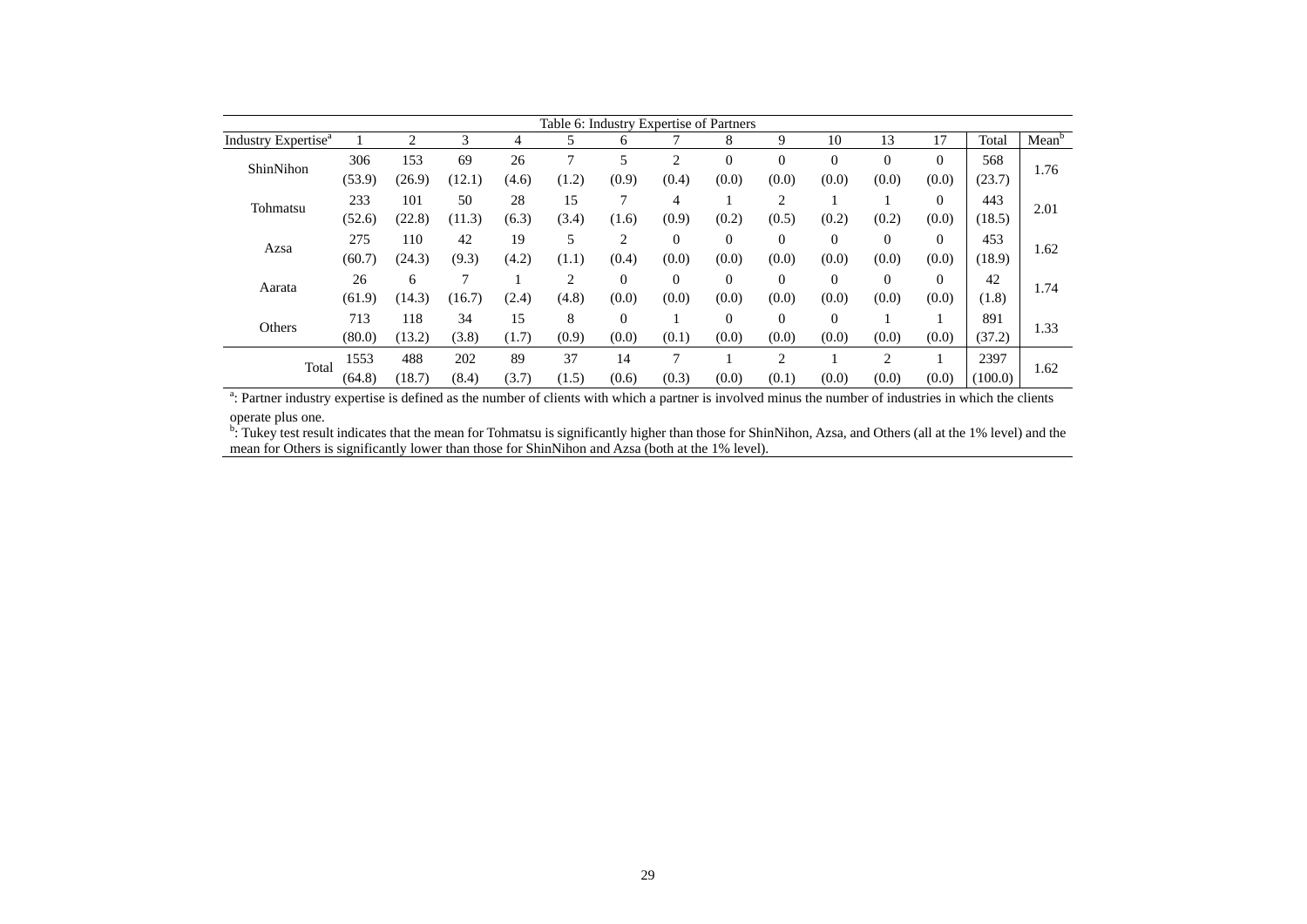Table 6: Industry Expertise of Partners

| Industry Expertise[a] | 1 | 2 | 3 | 4 | 5 | 6 | 7 | 8 | 9 | 10 | 13 | 17 | Total | Mean[b] |
|---|---|---|---|---|---|---|---|---|---|---|---|---|---|---|
| ShinNihon | 306 | 153 | 69 | 26 | 7 | 5 | 2 | 0 | 0 | 0 | 0 | 0 | 568 | 1.76 |
| | (53.9) | (26.9) | (12.1) | (4.6) | (1.2) | (0.9) | (0.4) | (0.0) | (0.0) | (0.0) | (0.0) | (0.0) | (23.7) | |
| Tohmatsu | 233 | 101 | 50 | 28 | 15 | 7 | 4 | 1 | 2 | 1 | 1 | 0 | 443 | 2.01 |
| | (52.6) | (22.8) | (11.3) | (6.3) | (3.4) | (1.6) | (0.9) | (0.2) | (0.5) | (0.2) | (0.2) | (0.0) | (18.5) | |
| Azsa | 275 | 110 | 42 | 19 | 5 | 2 | 0 | 0 | 0 | 0 | 0 | 0 | 453 | 1.62 |
| | (60.7) | (24.3) | (9.3) | (4.2) | (1.1) | (0.4) | (0.0) | (0.0) | (0.0) | (0.0) | (0.0) | (0.0) | (18.9) | |
| Aarata | 26 | 6 | 7 | 1 | 2 | 0 | 0 | 0 | 0 | 0 | 0 | 0 | 42 | 1.74 |
| | (61.9) | (14.3) | (16.7) | (2.4) | (4.8) | (0.0) | (0.0) | (0.0) | (0.0) | (0.0) | (0.0) | (0.0) | (1.8) | |
| Others | 713 | 118 | 34 | 15 | 8 | 0 | 1 | 0 | 0 | 0 | 1 | 1 | 891 | 1.33 |
| | (80.0) | (13.2) | (3.8) | (1.7) | (0.9) | (0.0) | (0.1) | (0.0) | (0.0) | (0.0) | (0.0) | (0.0) | (37.2) | |
| Total | 1553 | 488 | 202 | 89 | 37 | 14 | 7 | 1 | 2 | 1 | 2 | 1 | 2397 | 1.62 |
| | (64.8) | (18.7) | (8.4) | (3.7) | (1.5) | (0.6) | (0.3) | (0.0) | (0.1) | (0.0) | (0.0) | (0.0) | (100.0) | |

[a]: Partner industry expertise is defined as the number of clients with which a partner is involved minus the number of industries in which the clients operate plus one.

[b]: Tukey test result indicates that the mean for Tohmatsu is significantly higher than those for ShinNihon, Azsa, and Others (all at the 1% level) and the mean for Others is significantly lower than those for ShinNihon and Azsa (both at the 1% level).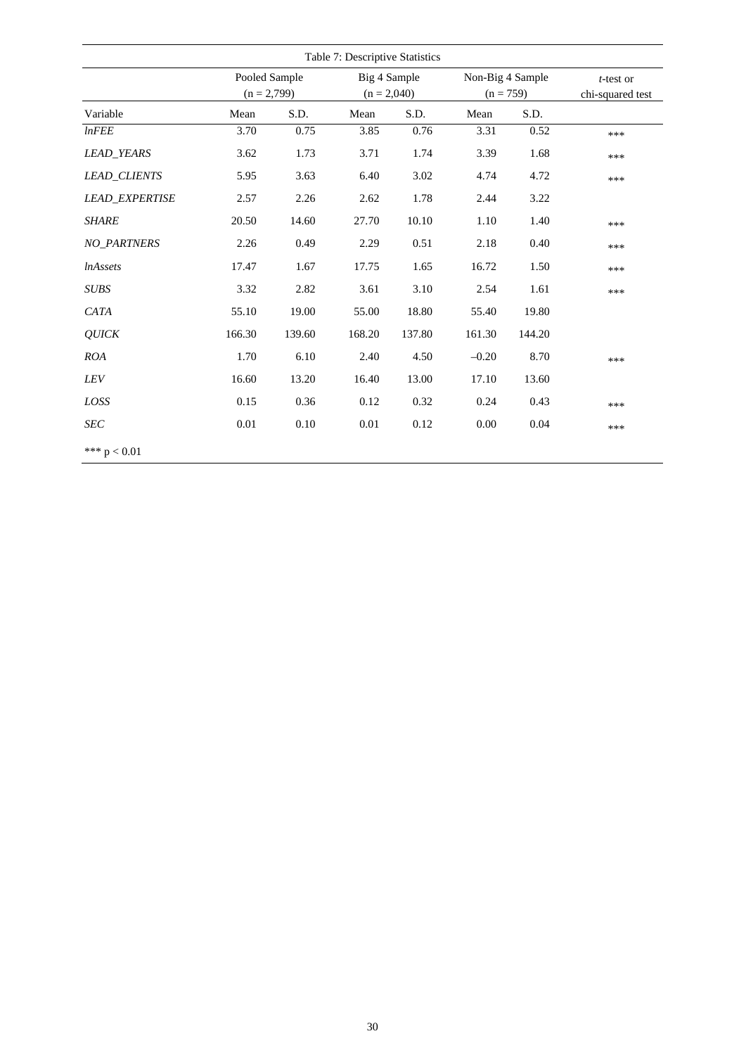Table 7: Descriptive Statistics

| | Pooled Sample (n = 2,799) | | Big 4 Sample (n = 2,040) | | Non-Big 4 Sample (n = 759) | | *t*-test or chi-squared test |
|---|---|---|---|---|---|---|---|
| Variable | Mean | S.D. | Mean | S.D. | Mean | S.D. | |
| *lnFEE* | 3.70 | 0.75 | 3.85 | 0.76 | 3.31 | 0.52 | *** |
| *LEAD_YEARS* | 3.62 | 1.73 | 3.71 | 1.74 | 3.39 | 1.68 | *** |
| *LEAD_CLIENTS* | 5.95 | 3.63 | 6.40 | 3.02 | 4.74 | 4.72 | *** |
| *LEAD_EXPERTISE* | 2.57 | 2.26 | 2.62 | 1.78 | 2.44 | 3.22 | |
| *SHARE* | 20.50 | 14.60 | 27.70 | 10.10 | 1.10 | 1.40 | *** |
| *NO_PARTNERS* | 2.26 | 0.49 | 2.29 | 0.51 | 2.18 | 0.40 | *** |
| *lnAssets* | 17.47 | 1.67 | 17.75 | 1.65 | 16.72 | 1.50 | *** |
| *SUBS* | 3.32 | 2.82 | 3.61 | 3.10 | 2.54 | 1.61 | *** |
| *CATA* | 55.10 | 19.00 | 55.00 | 18.80 | 55.40 | 19.80 | |
| *QUICK* | 166.30 | 139.60 | 168.20 | 137.80 | 161.30 | 144.20 | |
| *ROA* | 1.70 | 6.10 | 2.40 | 4.50 | –0.20 | 8.70 | *** |
| *LEV* | 16.60 | 13.20 | 16.40 | 13.00 | 17.10 | 13.60 | |
| *LOSS* | 0.15 | 0.36 | 0.12 | 0.32 | 0.24 | 0.43 | *** |
| *SEC* | 0.01 | 0.10 | 0.01 | 0.12 | 0.00 | 0.04 | *** |

*** $p < 0.01$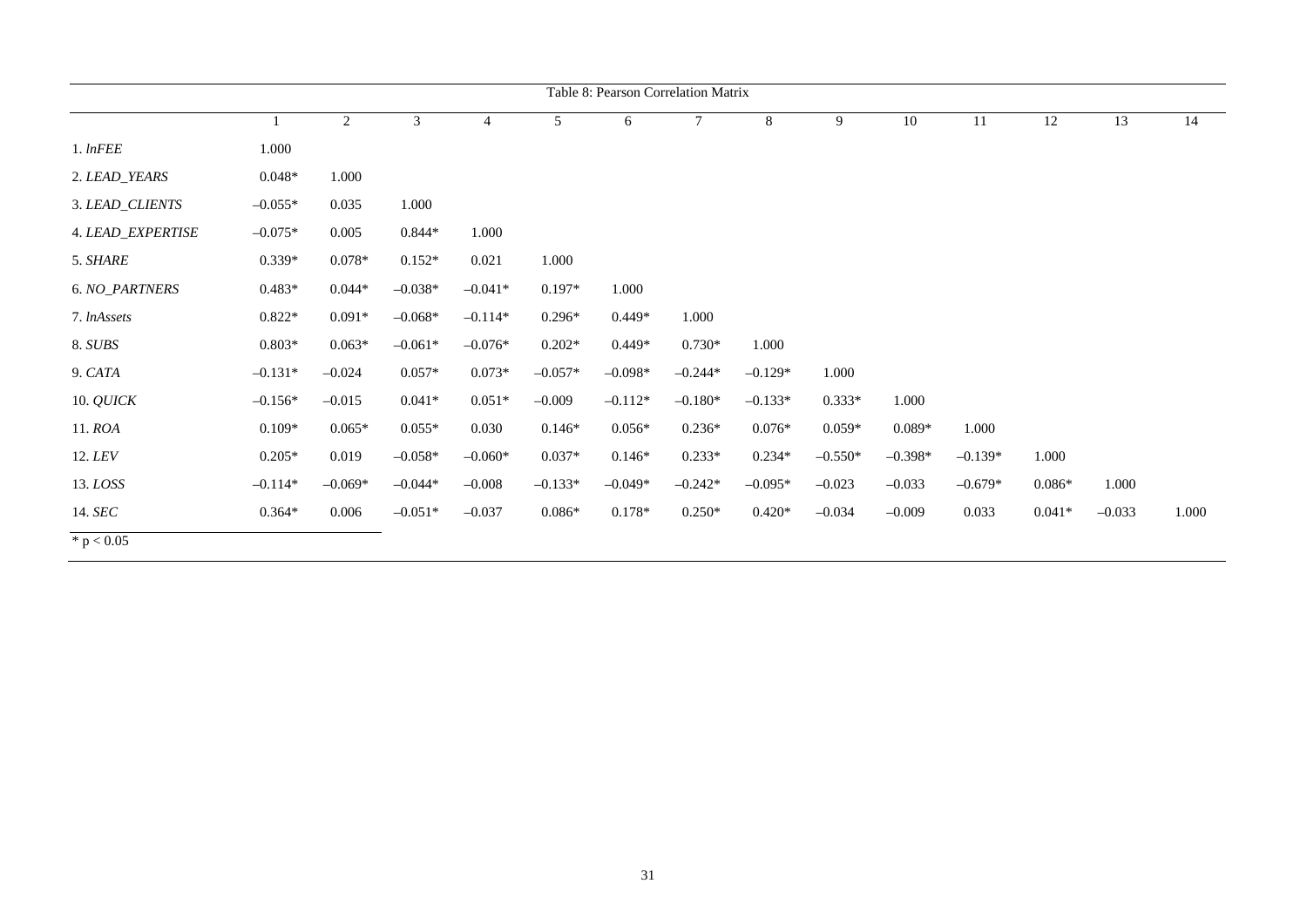Table 8: Pearson Correlation Matrix

| | 1 | 2 | 3 | 4 | 5 | 6 | 7 | 8 | 9 | 10 | 11 | 12 | 13 | 14 |
|---|---|---|---|---|---|---|---|---|---|---|---|---|---|---|
| 1. *lnFEE* | 1.000 | | | | | | | | | | | | | |
| 2. *LEAD_YEARS* | 0.048* | 1.000 | | | | | | | | | | | | |
| 3. *LEAD_CLIENTS* | –0.055* | 0.035 | 1.000 | | | | | | | | | | | |
| 4. *LEAD_EXPERTISE* | –0.075* | 0.005 | 0.844* | 1.000 | | | | | | | | | | |
| 5. *SHARE* | 0.339* | 0.078* | 0.152* | 0.021 | 1.000 | | | | | | | | | |
| 6. *NO_PARTNERS* | 0.483* | 0.044* | –0.038* | –0.041* | 0.197* | 1.000 | | | | | | | | |
| 7. *lnAssets* | 0.822* | 0.091* | –0.068* | –0.114* | 0.296* | 0.449* | 1.000 | | | | | | | |
| 8. *SUBS* | 0.803* | 0.063* | –0.061* | –0.076* | 0.202* | 0.449* | 0.730* | 1.000 | | | | | | |
| 9. *CATA* | –0.131* | –0.024 | 0.057* | 0.073* | –0.057* | –0.098* | –0.244* | –0.129* | 1.000 | | | | | |
| 10. *QUICK* | –0.156* | –0.015 | 0.041* | 0.051* | –0.009 | –0.112* | –0.180* | –0.133* | 0.333* | 1.000 | | | | |
| 11. *ROA* | 0.109* | 0.065* | 0.055* | 0.030 | 0.146* | 0.056* | 0.236* | 0.076* | 0.059* | 0.089* | 1.000 | | | |
| 12. *LEV* | 0.205* | 0.019 | –0.058* | –0.060* | 0.037* | 0.146* | 0.233* | 0.234* | –0.550* | –0.398* | –0.139* | 1.000 | | |
| 13. *LOSS* | –0.114* | –0.069* | –0.044* | –0.008 | –0.133* | –0.049* | –0.242* | –0.095* | –0.023 | –0.033 | –0.679* | 0.086* | 1.000 | |
| 14. *SEC* | 0.364* | 0.006 | –0.051* | –0.037 | 0.086* | 0.178* | 0.250* | 0.420* | –0.034 | –0.009 | 0.033 | 0.041* | –0.033 | 1.000 |

* $p < 0.05$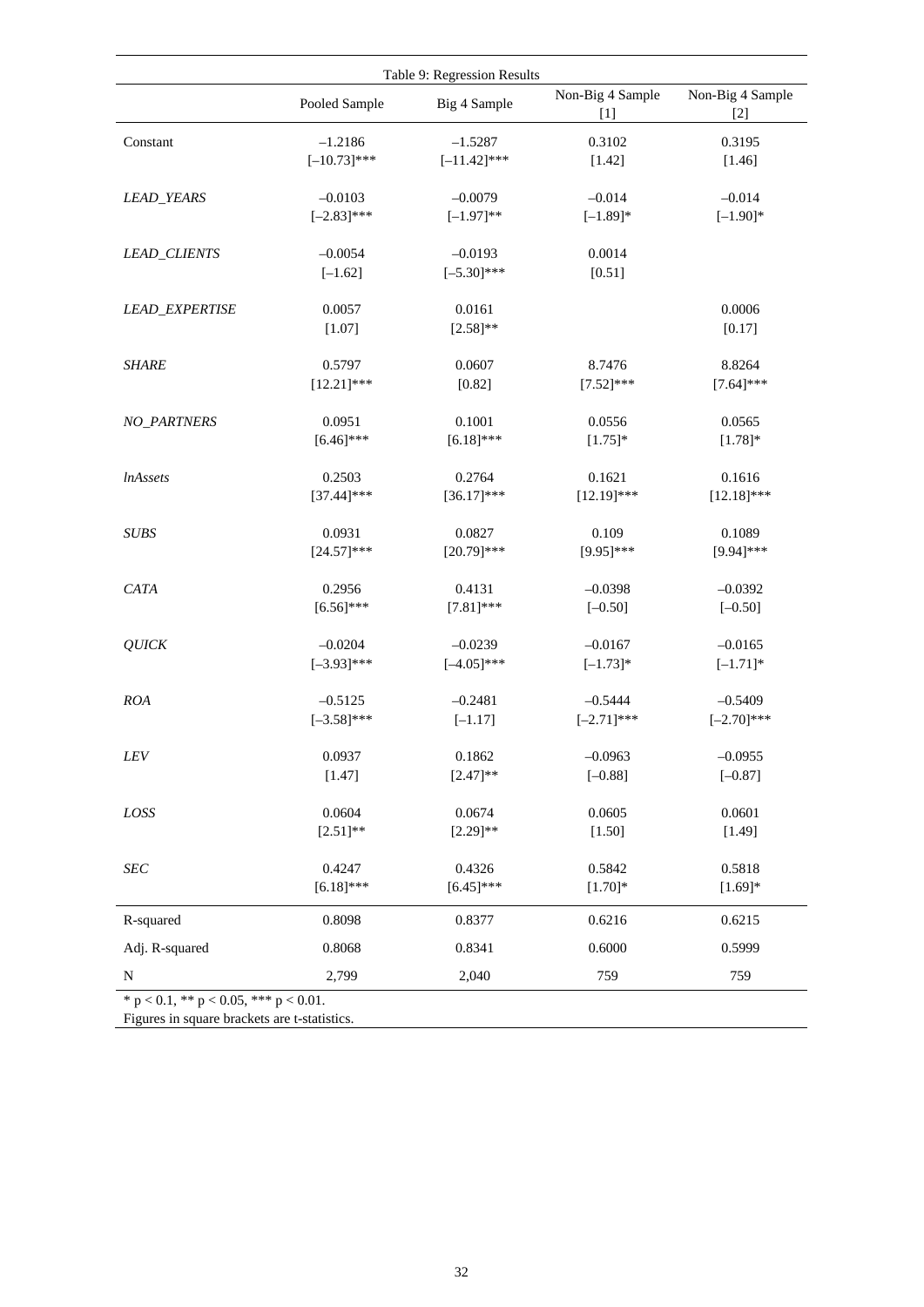Table 9: Regression Results

| | Pooled Sample | Big 4 Sample | Non-Big 4 Sample [1] | Non-Big 4 Sample [2] |
|---|---|---|---|---|
| Constant | –1.2186 | –1.5287 | 0.3102 | 0.3195 |
| | [–10.73]*** | [–11.42]*** | [1.42] | [1.46] |
| *LEAD_YEARS* | –0.0103 | –0.0079 | –0.014 | –0.014 |
| | [–2.83]*** | [–1.97]** | [–1.89]* | [–1.90]* |
| *LEAD_CLIENTS* | –0.0054 | –0.0193 | 0.0014 | |
| | [–1.62] | [–5.30]*** | [0.51] | |
| *LEAD_EXPERTISE* | 0.0057 | 0.0161 | | 0.0006 |
| | [1.07] | [2.58]** | | [0.17] |
| *SHARE* | 0.5797 | 0.0607 | 8.7476 | 8.8264 |
| | [12.21]*** | [0.82] | [7.52]*** | [7.64]*** |
| *NO_PARTNERS* | 0.0951 | 0.1001 | 0.0556 | 0.0565 |
| | [6.46]*** | [6.18]*** | [1.75]* | [1.78]* |
| *lnAssets* | 0.2503 | 0.2764 | 0.1621 | 0.1616 |
| | [37.44]*** | [36.17]*** | [12.19]*** | [12.18]*** |
| *SUBS* | 0.0931 | 0.0827 | 0.109 | 0.1089 |
| | [24.57]*** | [20.79]*** | [9.95]*** | [9.94]*** |
| *CATA* | 0.2956 | 0.4131 | –0.0398 | –0.0392 |
| | [6.56]*** | [7.81]*** | [–0.50] | [–0.50] |
| *QUICK* | –0.0204 | –0.0239 | –0.0167 | –0.0165 |
| | [–3.93]*** | [–4.05]*** | [–1.73]* | [–1.71]* |
| *ROA* | –0.5125 | –0.2481 | –0.5444 | –0.5409 |
| | [–3.58]*** | [–1.17] | [–2.71]*** | [–2.70]*** |
| *LEV* | 0.0937 | 0.1862 | –0.0963 | –0.0955 |
| | [1.47] | [2.47]** | [–0.88] | [–0.87] |
| *LOSS* | 0.0604 | 0.0674 | 0.0605 | 0.0601 |
| | [2.51]** | [2.29]** | [1.50] | [1.49] |
| *SEC* | 0.4247 | 0.4326 | 0.5842 | 0.5818 |
| | [6.18]*** | [6.45]*** | [1.70]* | [1.69]* |
| R-squared | 0.8098 | 0.8377 | 0.6216 | 0.6215 |
| Adj. R-squared | 0.8068 | 0.8341 | 0.6000 | 0.5999 |
| N | 2,799 | 2,040 | 759 | 759 |

* $p < 0.1$, ** $p < 0.05$, *** $p < 0.01$.
Figures in square brackets are t-statistics.